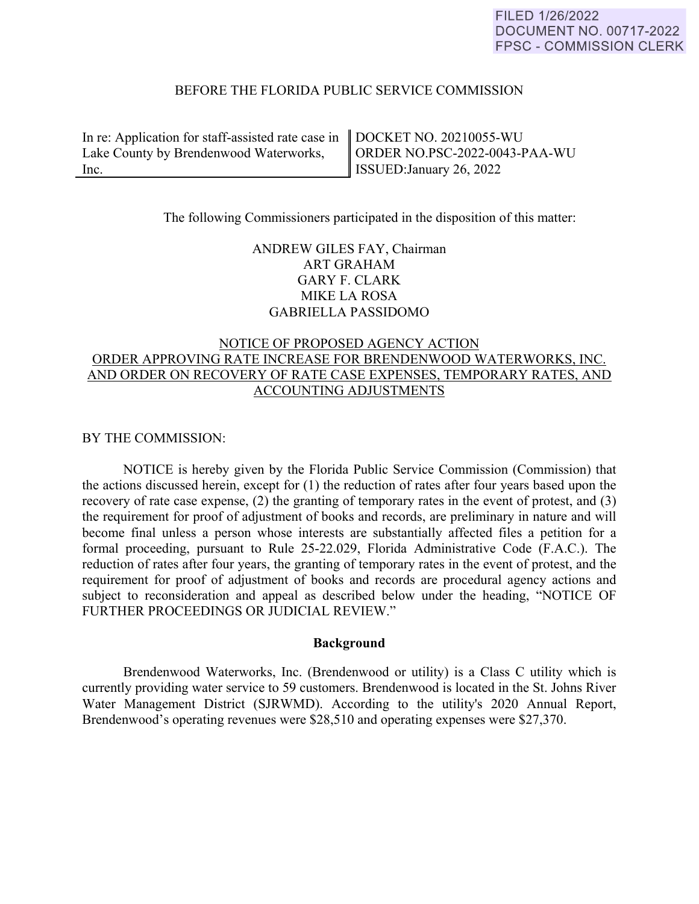FILED 1/26/2022
DOCUMENT NO. 00717-2022
FPSC - COMMISSION CLERK

BEFORE THE FLORIDA PUBLIC SERVICE COMMISSION

| In re: Application for staff-assisted rate case in Lake County by Brendenwood Waterworks, Inc. | DOCKET NO. 20210055-WU<br>ORDER NO.PSC-2022-0043-PAA-WU<br>ISSUED:January 26, 2022 |
|---|---|

The following Commissioners participated in the disposition of this matter:

ANDREW GILES FAY, Chairman
ART GRAHAM
GARY F. CLARK
MIKE LA ROSA
GABRIELLA PASSIDOMO

NOTICE OF PROPOSED AGENCY ACTION
ORDER APPROVING RATE INCREASE FOR BRENDENWOOD WATERWORKS, INC. AND ORDER ON RECOVERY OF RATE CASE EXPENSES, TEMPORARY RATES, AND ACCOUNTING ADJUSTMENTS

BY THE COMMISSION:

NOTICE is hereby given by the Florida Public Service Commission (Commission) that the actions discussed herein, except for (1) the reduction of rates after four years based upon the recovery of rate case expense, (2) the granting of temporary rates in the event of protest, and (3) the requirement for proof of adjustment of books and records, are preliminary in nature and will become final unless a person whose interests are substantially affected files a petition for a formal proceeding, pursuant to Rule 25-22.029, Florida Administrative Code (F.A.C.). The reduction of rates after four years, the granting of temporary rates in the event of protest, and the requirement for proof of adjustment of books and records are procedural agency actions and subject to reconsideration and appeal as described below under the heading, "NOTICE OF FURTHER PROCEEDINGS OR JUDICIAL REVIEW."

## Background

Brendenwood Waterworks, Inc. (Brendenwood or utility) is a Class C utility which is currently providing water service to 59 customers. Brendenwood is located in the St. Johns River Water Management District (SJRWMD). According to the utility's 2020 Annual Report, Brendenwood's operating revenues were $28,510 and operating expenses were $27,370.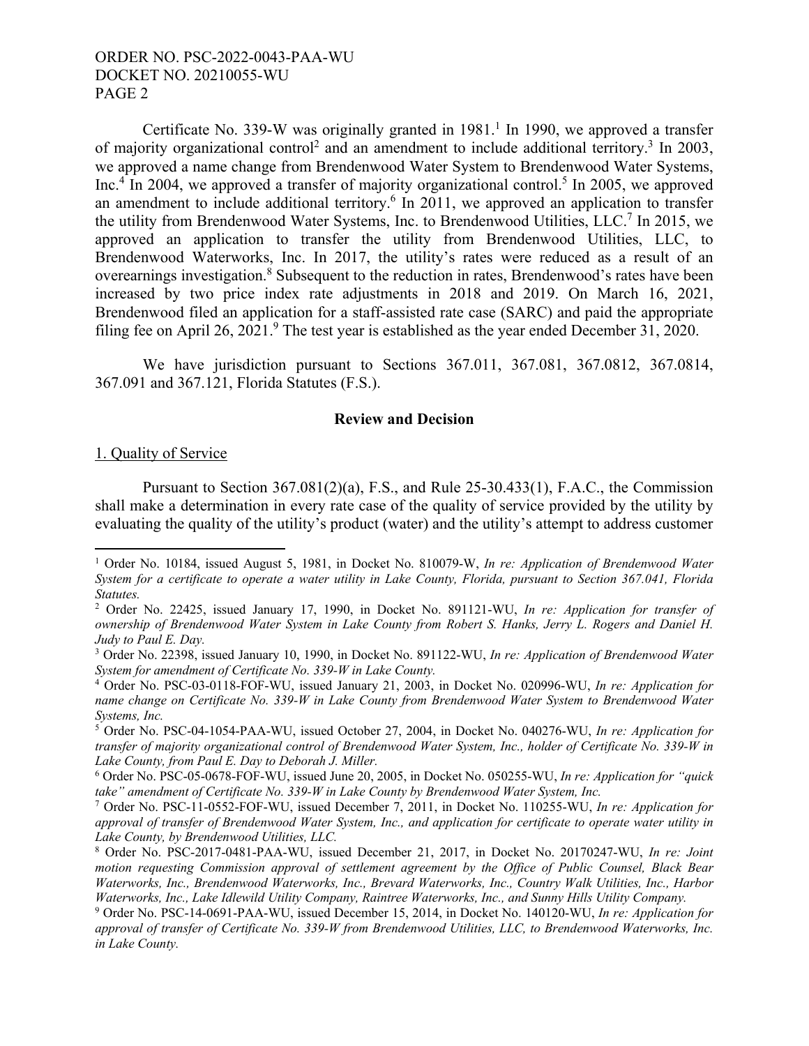Certificate No. 339-W was originally granted in 1981.[1] In 1990, we approved a transfer of majority organizational control[2] and an amendment to include additional territory.[3] In 2003, we approved a name change from Brendenwood Water System to Brendenwood Water Systems, Inc.[4] In 2004, we approved a transfer of majority organizational control.[5] In 2005, we approved an amendment to include additional territory.[6] In 2011, we approved an application to transfer the utility from Brendenwood Water Systems, Inc. to Brendenwood Utilities, LLC.[7] In 2015, we approved an application to transfer the utility from Brendenwood Utilities, LLC, to Brendenwood Waterworks, Inc. In 2017, the utility's rates were reduced as a result of an overearnings investigation.[8] Subsequent to the reduction in rates, Brendenwood's rates have been increased by two price index rate adjustments in 2018 and 2019. On March 16, 2021, Brendenwood filed an application for a staff-assisted rate case (SARC) and paid the appropriate filing fee on April 26, 2021.[9] The test year is established as the year ended December 31, 2020.

We have jurisdiction pursuant to Sections 367.011, 367.081, 367.0812, 367.0814, 367.091 and 367.121, Florida Statutes (F.S.).

## Review and Decision

### 1. Quality of Service

Pursuant to Section 367.081(2)(a), F.S., and Rule 25-30.433(1), F.A.C., the Commission shall make a determination in every rate case of the quality of service provided by the utility by evaluating the quality of the utility's product (water) and the utility's attempt to address customer

---

[1] Order No. 10184, issued August 5, 1981, in Docket No. 810079-W, *In re: Application of Brendenwood Water System for a certificate to operate a water utility in Lake County, Florida, pursuant to Section 367.041, Florida Statutes.*

[2] Order No. 22425, issued January 17, 1990, in Docket No. 891121-WU, *In re: Application for transfer of ownership of Brendenwood Water System in Lake County from Robert S. Hanks, Jerry L. Rogers and Daniel H. Judy to Paul E. Day.*

[3] Order No. 22398, issued January 10, 1990, in Docket No. 891122-WU, *In re: Application of Brendenwood Water System for amendment of Certificate No. 339-W in Lake County.*

[4] Order No. PSC-03-0118-FOF-WU, issued January 21, 2003, in Docket No. 020996-WU, *In re: Application for name change on Certificate No. 339-W in Lake County from Brendenwood Water System to Brendenwood Water Systems, Inc.*

[5] Order No. PSC-04-1054-PAA-WU, issued October 27, 2004, in Docket No. 040276-WU, *In re: Application for transfer of majority organizational control of Brendenwood Water System, Inc., holder of Certificate No. 339-W in Lake County, from Paul E. Day to Deborah J. Miller.*

[6] Order No. PSC-05-0678-FOF-WU, issued June 20, 2005, in Docket No. 050255-WU, *In re: Application for "quick take" amendment of Certificate No. 339-W in Lake County by Brendenwood Water System, Inc.*

[7] Order No. PSC-11-0552-FOF-WU, issued December 7, 2011, in Docket No. 110255-WU, *In re: Application for approval of transfer of Brendenwood Water System, Inc., and application for certificate to operate water utility in Lake County, by Brendenwood Utilities, LLC.*

[8] Order No. PSC-2017-0481-PAA-WU, issued December 21, 2017, in Docket No. 20170247-WU, *In re: Joint motion requesting Commission approval of settlement agreement by the Office of Public Counsel, Black Bear Waterworks, Inc., Brendenwood Waterworks, Inc., Brevard Waterworks, Inc., Country Walk Utilities, Inc., Harbor Waterworks, Inc., Lake Idlewild Utility Company, Raintree Waterworks, Inc., and Sunny Hills Utility Company.*

[9] Order No. PSC-14-0691-PAA-WU, issued December 15, 2014, in Docket No. 140120-WU, *In re: Application for approval of transfer of Certificate No. 339-W from Brendenwood Utilities, LLC, to Brendenwood Waterworks, Inc. in Lake County.*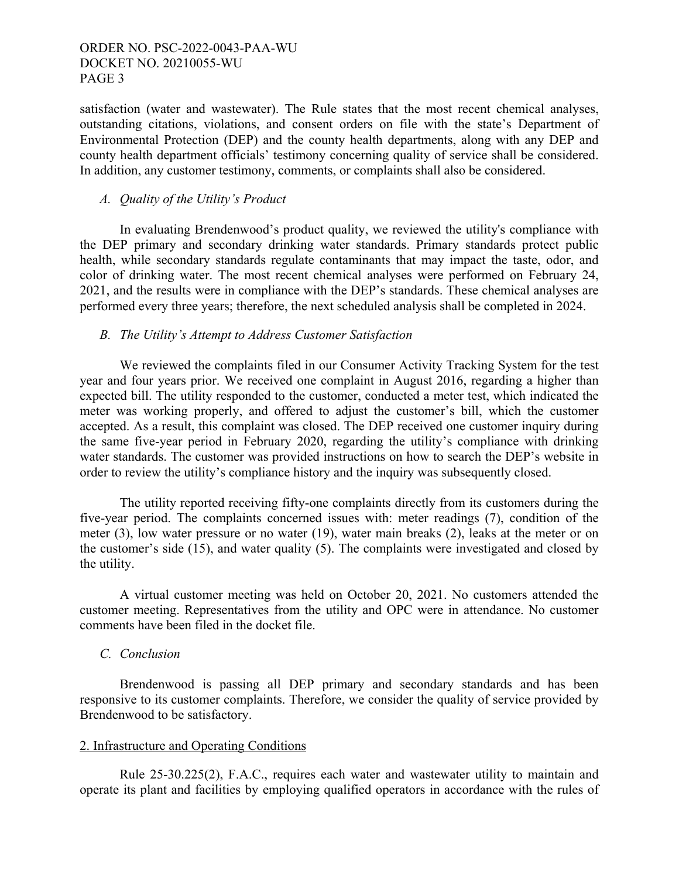satisfaction (water and wastewater). The Rule states that the most recent chemical analyses, outstanding citations, violations, and consent orders on file with the state's Department of Environmental Protection (DEP) and the county health departments, along with any DEP and county health department officials' testimony concerning quality of service shall be considered. In addition, any customer testimony, comments, or complaints shall also be considered.

*A. Quality of the Utility's Product*

In evaluating Brendenwood's product quality, we reviewed the utility's compliance with the DEP primary and secondary drinking water standards. Primary standards protect public health, while secondary standards regulate contaminants that may impact the taste, odor, and color of drinking water. The most recent chemical analyses were performed on February 24, 2021, and the results were in compliance with the DEP's standards. These chemical analyses are performed every three years; therefore, the next scheduled analysis shall be completed in 2024.

*B. The Utility's Attempt to Address Customer Satisfaction*

We reviewed the complaints filed in our Consumer Activity Tracking System for the test year and four years prior. We received one complaint in August 2016, regarding a higher than expected bill. The utility responded to the customer, conducted a meter test, which indicated the meter was working properly, and offered to adjust the customer's bill, which the customer accepted. As a result, this complaint was closed. The DEP received one customer inquiry during the same five-year period in February 2020, regarding the utility's compliance with drinking water standards. The customer was provided instructions on how to search the DEP's website in order to review the utility's compliance history and the inquiry was subsequently closed.

The utility reported receiving fifty-one complaints directly from its customers during the five-year period. The complaints concerned issues with: meter readings (7), condition of the meter (3), low water pressure or no water (19), water main breaks (2), leaks at the meter or on the customer's side (15), and water quality (5). The complaints were investigated and closed by the utility.

A virtual customer meeting was held on October 20, 2021. No customers attended the customer meeting. Representatives from the utility and OPC were in attendance. No customer comments have been filed in the docket file.

*C. Conclusion*

Brendenwood is passing all DEP primary and secondary standards and has been responsive to its customer complaints. Therefore, we consider the quality of service provided by Brendenwood to be satisfactory.

2. Infrastructure and Operating Conditions

Rule 25-30.225(2), F.A.C., requires each water and wastewater utility to maintain and operate its plant and facilities by employing qualified operators in accordance with the rules of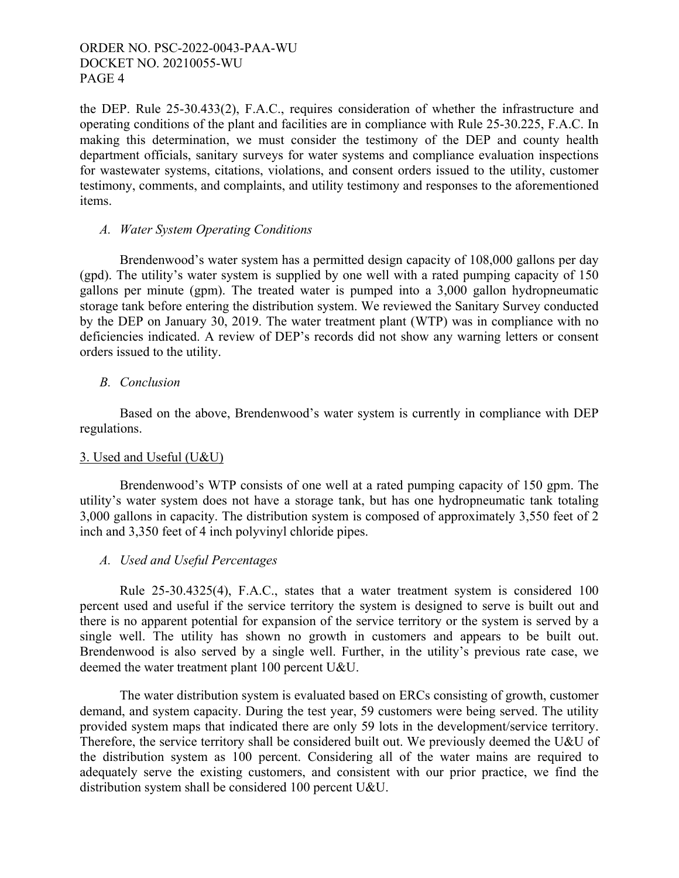the DEP. Rule 25-30.433(2), F.A.C., requires consideration of whether the infrastructure and operating conditions of the plant and facilities are in compliance with Rule 25-30.225, F.A.C. In making this determination, we must consider the testimony of the DEP and county health department officials, sanitary surveys for water systems and compliance evaluation inspections for wastewater systems, citations, violations, and consent orders issued to the utility, customer testimony, comments, and complaints, and utility testimony and responses to the aforementioned items.

*A. Water System Operating Conditions*

Brendenwood's water system has a permitted design capacity of 108,000 gallons per day (gpd). The utility's water system is supplied by one well with a rated pumping capacity of 150 gallons per minute (gpm). The treated water is pumped into a 3,000 gallon hydropneumatic storage tank before entering the distribution system. We reviewed the Sanitary Survey conducted by the DEP on January 30, 2019. The water treatment plant (WTP) was in compliance with no deficiencies indicated. A review of DEP's records did not show any warning letters or consent orders issued to the utility.

*B. Conclusion*

Based on the above, Brendenwood's water system is currently in compliance with DEP regulations.

<u>3. Used and Useful (U&U)</u>

Brendenwood's WTP consists of one well at a rated pumping capacity of 150 gpm. The utility's water system does not have a storage tank, but has one hydropneumatic tank totaling 3,000 gallons in capacity. The distribution system is composed of approximately 3,550 feet of 2 inch and 3,350 feet of 4 inch polyvinyl chloride pipes.

*A. Used and Useful Percentages*

Rule 25-30.4325(4), F.A.C., states that a water treatment system is considered 100 percent used and useful if the service territory the system is designed to serve is built out and there is no apparent potential for expansion of the service territory or the system is served by a single well. The utility has shown no growth in customers and appears to be built out. Brendenwood is also served by a single well. Further, in the utility's previous rate case, we deemed the water treatment plant 100 percent U&U.

The water distribution system is evaluated based on ERCs consisting of growth, customer demand, and system capacity. During the test year, 59 customers were being served. The utility provided system maps that indicated there are only 59 lots in the development/service territory. Therefore, the service territory shall be considered built out. We previously deemed the U&U of the distribution system as 100 percent. Considering all of the water mains are required to adequately serve the existing customers, and consistent with our prior practice, we find the distribution system shall be considered 100 percent U&U.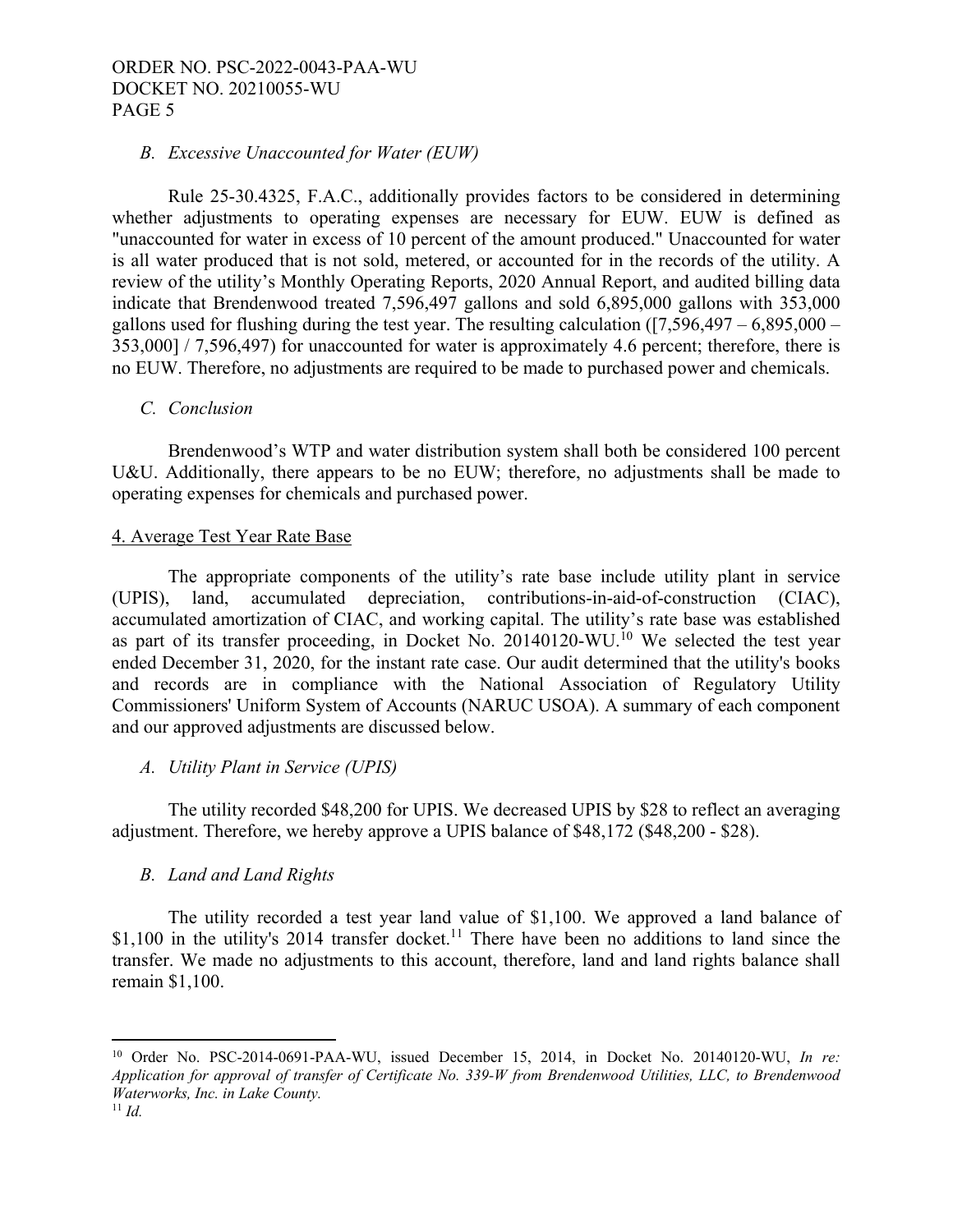*B. Excessive Unaccounted for Water (EUW)*

Rule 25-30.4325, F.A.C., additionally provides factors to be considered in determining whether adjustments to operating expenses are necessary for EUW. EUW is defined as "unaccounted for water in excess of 10 percent of the amount produced." Unaccounted for water is all water produced that is not sold, metered, or accounted for in the records of the utility. A review of the utility's Monthly Operating Reports, 2020 Annual Report, and audited billing data indicate that Brendenwood treated 7,596,497 gallons and sold 6,895,000 gallons with 353,000 gallons used for flushing during the test year. The resulting calculation ([7,596,497 – 6,895,000 – 353,000] / 7,596,497) for unaccounted for water is approximately 4.6 percent; therefore, there is no EUW. Therefore, no adjustments are required to be made to purchased power and chemicals.

*C. Conclusion*

Brendenwood's WTP and water distribution system shall both be considered 100 percent U&U. Additionally, there appears to be no EUW; therefore, no adjustments shall be made to operating expenses for chemicals and purchased power.

4. Average Test Year Rate Base

The appropriate components of the utility's rate base include utility plant in service (UPIS), land, accumulated depreciation, contributions-in-aid-of-construction (CIAC), accumulated amortization of CIAC, and working capital. The utility's rate base was established as part of its transfer proceeding, in Docket No. 20140120-WU.[10] We selected the test year ended December 31, 2020, for the instant rate case. Our audit determined that the utility's books and records are in compliance with the National Association of Regulatory Utility Commissioners' Uniform System of Accounts (NARUC USOA). A summary of each component and our approved adjustments are discussed below.

*A. Utility Plant in Service (UPIS)*

The utility recorded $48,200 for UPIS. We decreased UPIS by $28 to reflect an averaging adjustment. Therefore, we hereby approve a UPIS balance of $48,172 ($48,200 - $28).

*B. Land and Land Rights*

The utility recorded a test year land value of $1,100. We approved a land balance of $1,100 in the utility's 2014 transfer docket.[11] There have been no additions to land since the transfer. We made no adjustments to this account, therefore, land and land rights balance shall remain $1,100.

---

[10] Order No. PSC-2014-0691-PAA-WU, issued December 15, 2014, in Docket No. 20140120-WU, *In re: Application for approval of transfer of Certificate No. 339-W from Brendenwood Utilities, LLC, to Brendenwood Waterworks, Inc. in Lake County.*

[11] *Id.*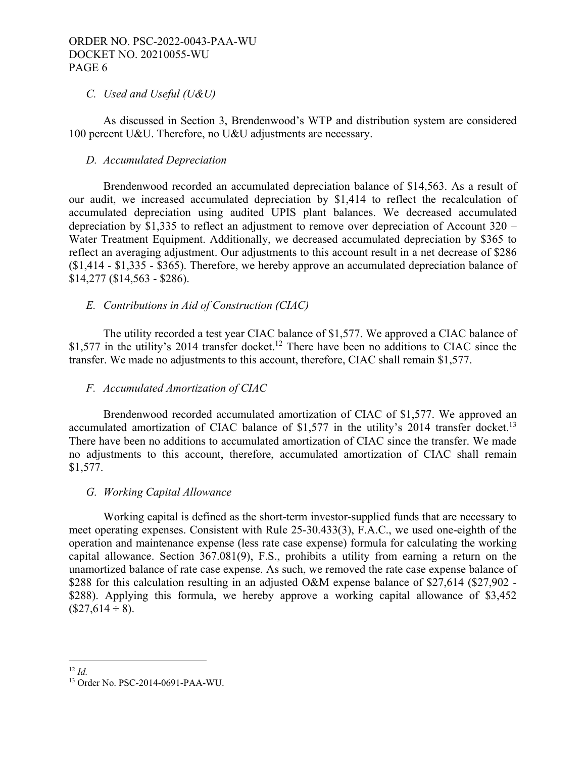*C. Used and Useful (U&U)*

As discussed in Section 3, Brendenwood's WTP and distribution system are considered 100 percent U&U. Therefore, no U&U adjustments are necessary.

*D. Accumulated Depreciation*

Brendenwood recorded an accumulated depreciation balance of $14,563. As a result of our audit, we increased accumulated depreciation by $1,414 to reflect the recalculation of accumulated depreciation using audited UPIS plant balances. We decreased accumulated depreciation by $1,335 to reflect an adjustment to remove over depreciation of Account 320 – Water Treatment Equipment. Additionally, we decreased accumulated depreciation by $365 to reflect an averaging adjustment. Our adjustments to this account result in a net decrease of $286 ($1,414 - $1,335 - $365). Therefore, we hereby approve an accumulated depreciation balance of $14,277 ($14,563 - $286).

*E. Contributions in Aid of Construction (CIAC)*

The utility recorded a test year CIAC balance of $1,577. We approved a CIAC balance of $1,577 in the utility's 2014 transfer docket.[12] There have been no additions to CIAC since the transfer. We made no adjustments to this account, therefore, CIAC shall remain $1,577.

*F. Accumulated Amortization of CIAC*

Brendenwood recorded accumulated amortization of CIAC of $1,577. We approved an accumulated amortization of CIAC balance of $1,577 in the utility's 2014 transfer docket.[13] There have been no additions to accumulated amortization of CIAC since the transfer. We made no adjustments to this account, therefore, accumulated amortization of CIAC shall remain $1,577.

*G. Working Capital Allowance*

Working capital is defined as the short-term investor-supplied funds that are necessary to meet operating expenses. Consistent with Rule 25-30.433(3), F.A.C., we used one-eighth of the operation and maintenance expense (less rate case expense) formula for calculating the working capital allowance. Section 367.081(9), F.S., prohibits a utility from earning a return on the unamortized balance of rate case expense. As such, we removed the rate case expense balance of $288 for this calculation resulting in an adjusted O&M expense balance of $27,614 ($27,902 - $288). Applying this formula, we hereby approve a working capital allowance of $3,452 ($27,614 ÷ 8).

---

[12] *Id.*

[13] Order No. PSC-2014-0691-PAA-WU.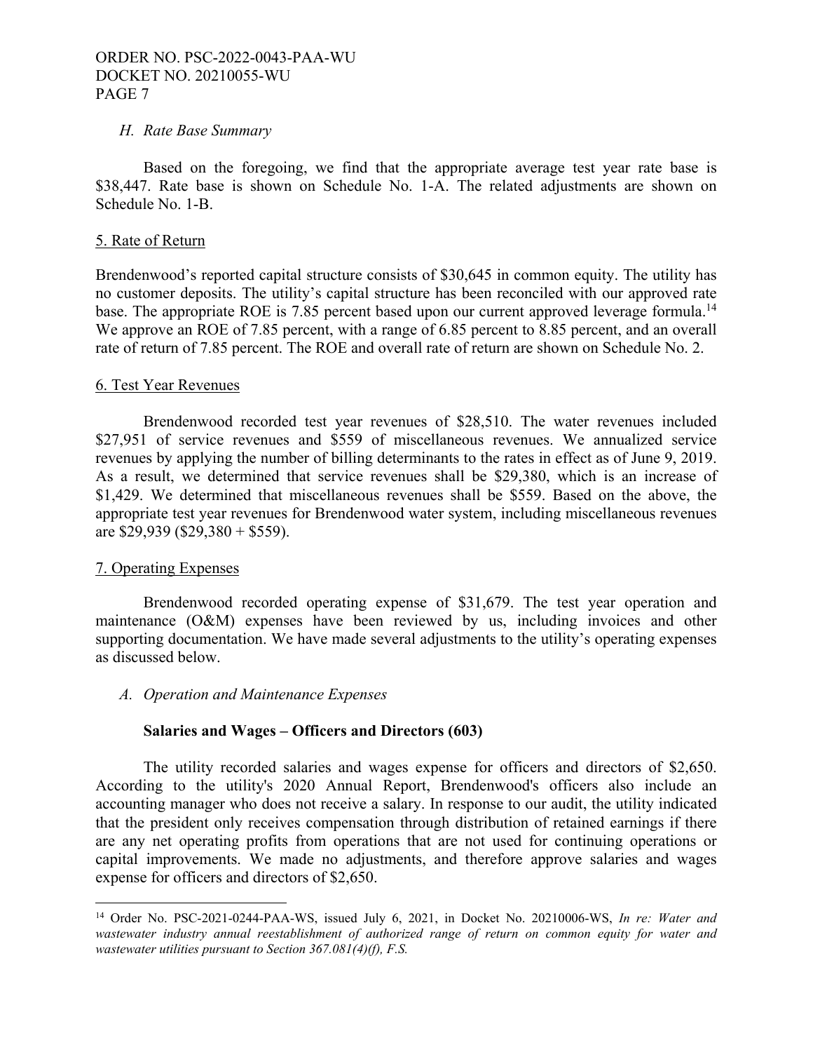*H. Rate Base Summary*

Based on the foregoing, we find that the appropriate average test year rate base is $38,447. Rate base is shown on Schedule No. 1-A. The related adjustments are shown on Schedule No. 1-B.

5. Rate of Return

Brendenwood's reported capital structure consists of $30,645 in common equity. The utility has no customer deposits. The utility's capital structure has been reconciled with our approved rate base. The appropriate ROE is 7.85 percent based upon our current approved leverage formula.[14] We approve an ROE of 7.85 percent, with a range of 6.85 percent to 8.85 percent, and an overall rate of return of 7.85 percent. The ROE and overall rate of return are shown on Schedule No. 2.

6. Test Year Revenues

Brendenwood recorded test year revenues of $28,510. The water revenues included $27,951 of service revenues and $559 of miscellaneous revenues. We annualized service revenues by applying the number of billing determinants to the rates in effect as of June 9, 2019. As a result, we determined that service revenues shall be $29,380, which is an increase of $1,429. We determined that miscellaneous revenues shall be $559. Based on the above, the appropriate test year revenues for Brendenwood water system, including miscellaneous revenues are $29,939 ($29,380 + $559).

7. Operating Expenses

Brendenwood recorded operating expense of $31,679. The test year operation and maintenance (O&M) expenses have been reviewed by us, including invoices and other supporting documentation. We have made several adjustments to the utility's operating expenses as discussed below.

*A. Operation and Maintenance Expenses*

**Salaries and Wages – Officers and Directors (603)**

The utility recorded salaries and wages expense for officers and directors of $2,650. According to the utility's 2020 Annual Report, Brendenwood's officers also include an accounting manager who does not receive a salary. In response to our audit, the utility indicated that the president only receives compensation through distribution of retained earnings if there are any net operating profits from operations that are not used for continuing operations or capital improvements. We made no adjustments, and therefore approve salaries and wages expense for officers and directors of $2,650.

---

[14] Order No. PSC-2021-0244-PAA-WS, issued July 6, 2021, in Docket No. 20210006-WS, *In re: Water and wastewater industry annual reestablishment of authorized range of return on common equity for water and wastewater utilities pursuant to Section 367.081(4)(f), F.S.*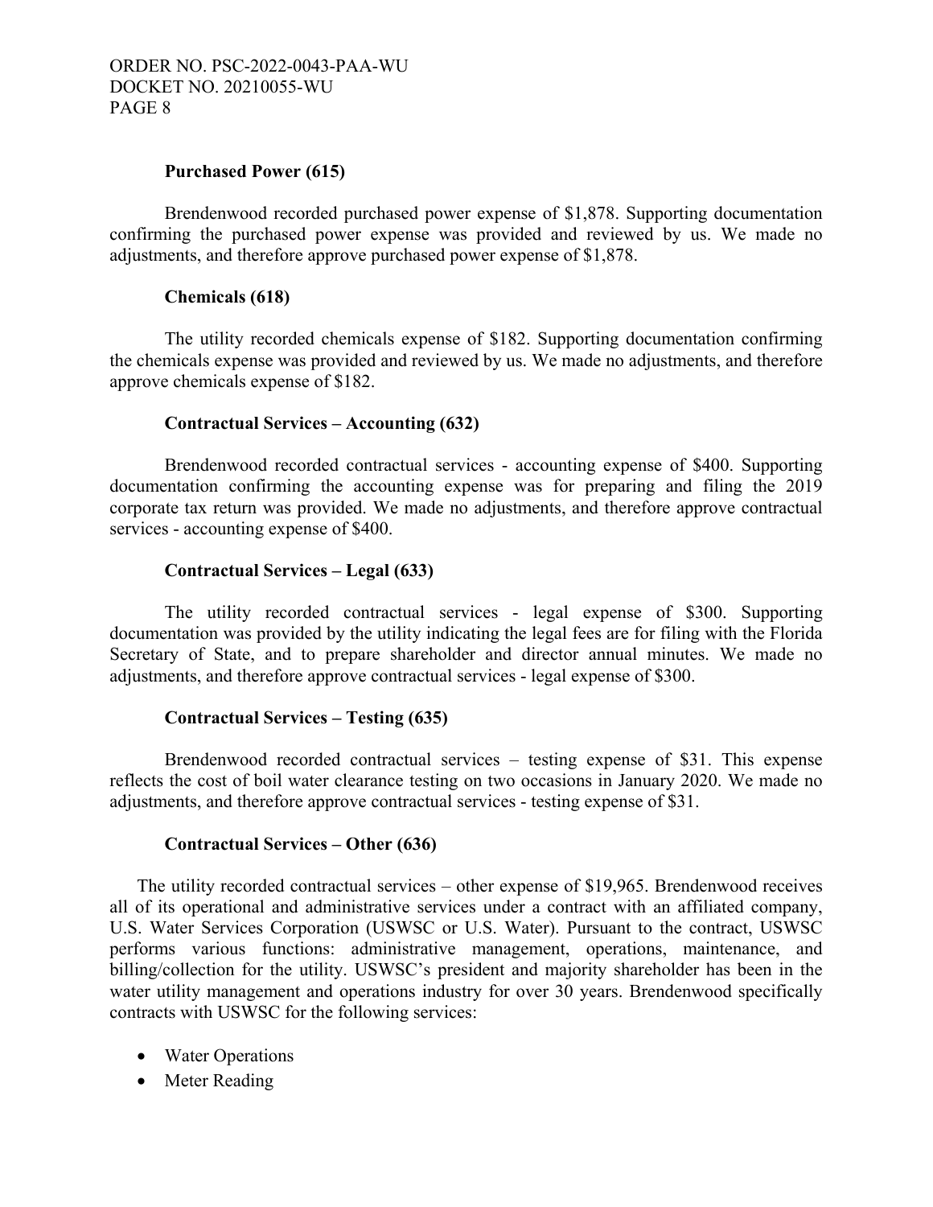**Purchased Power (615)**

Brendenwood recorded purchased power expense of $1,878. Supporting documentation confirming the purchased power expense was provided and reviewed by us. We made no adjustments, and therefore approve purchased power expense of $1,878.

**Chemicals (618)**

The utility recorded chemicals expense of $182. Supporting documentation confirming the chemicals expense was provided and reviewed by us. We made no adjustments, and therefore approve chemicals expense of $182.

**Contractual Services – Accounting (632)**

Brendenwood recorded contractual services - accounting expense of $400. Supporting documentation confirming the accounting expense was for preparing and filing the 2019 corporate tax return was provided. We made no adjustments, and therefore approve contractual services - accounting expense of $400.

**Contractual Services – Legal (633)**

The utility recorded contractual services - legal expense of $300. Supporting documentation was provided by the utility indicating the legal fees are for filing with the Florida Secretary of State, and to prepare shareholder and director annual minutes. We made no adjustments, and therefore approve contractual services - legal expense of $300.

**Contractual Services – Testing (635)**

Brendenwood recorded contractual services – testing expense of $31. This expense reflects the cost of boil water clearance testing on two occasions in January 2020. We made no adjustments, and therefore approve contractual services - testing expense of $31.

**Contractual Services – Other (636)**

The utility recorded contractual services – other expense of $19,965. Brendenwood receives all of its operational and administrative services under a contract with an affiliated company, U.S. Water Services Corporation (USWSC or U.S. Water). Pursuant to the contract, USWSC performs various functions: administrative management, operations, maintenance, and billing/collection for the utility. USWSC's president and majority shareholder has been in the water utility management and operations industry for over 30 years. Brendenwood specifically contracts with USWSC for the following services:

- Water Operations
- Meter Reading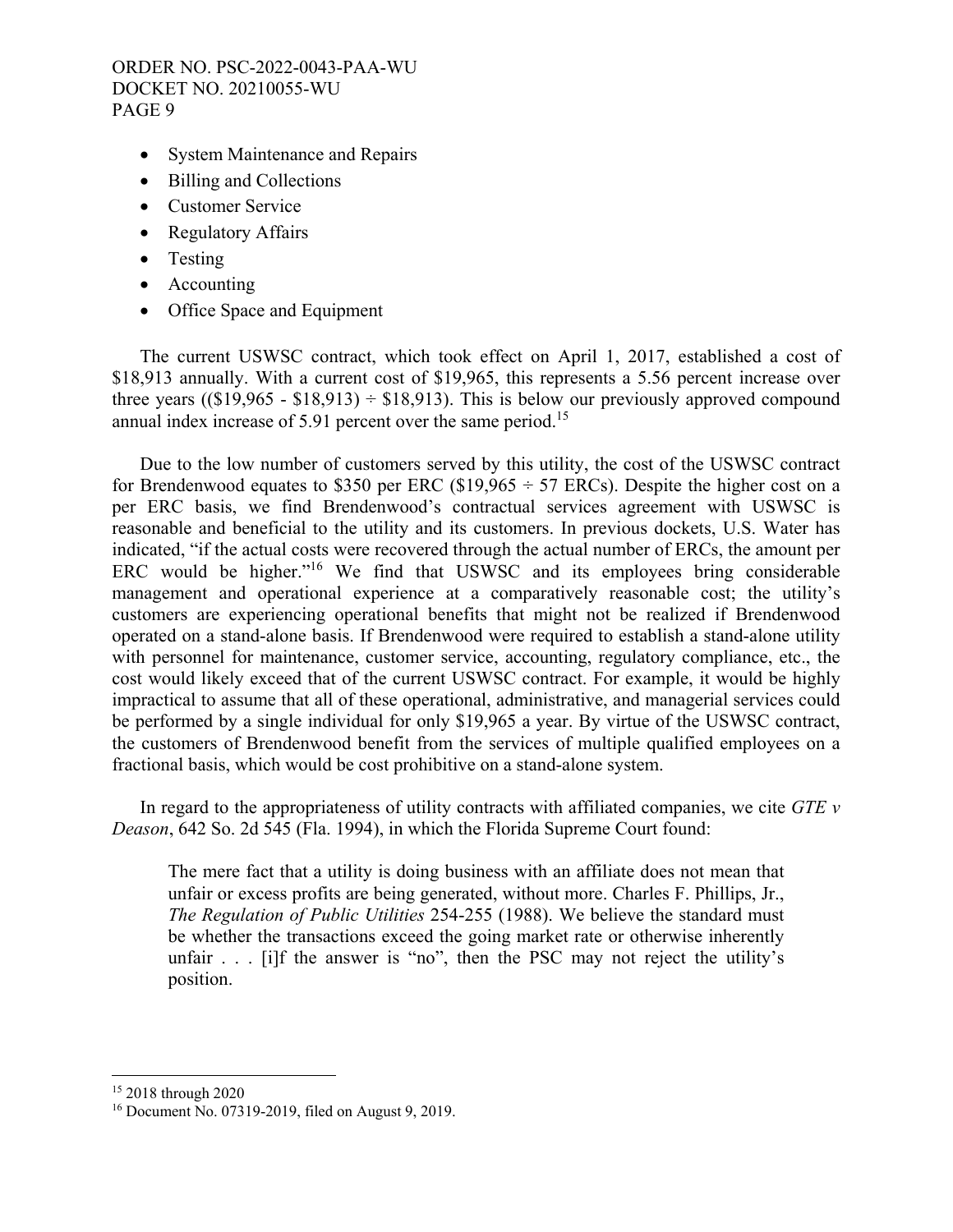- System Maintenance and Repairs
- Billing and Collections
- Customer Service
- Regulatory Affairs
- Testing
- Accounting
- Office Space and Equipment

The current USWSC contract, which took effect on April 1, 2017, established a cost of \$18,913 annually. With a current cost of \$19,965, this represents a 5.56 percent increase over three years ((\$19,965 - \$18,913) ÷ \$18,913). This is below our previously approved compound annual index increase of 5.91 percent over the same period.[15]

Due to the low number of customers served by this utility, the cost of the USWSC contract for Brendenwood equates to \$350 per ERC (\$19,965 ÷ 57 ERCs). Despite the higher cost on a per ERC basis, we find Brendenwood's contractual services agreement with USWSC is reasonable and beneficial to the utility and its customers. In previous dockets, U.S. Water has indicated, "if the actual costs were recovered through the actual number of ERCs, the amount per ERC would be higher."[16] We find that USWSC and its employees bring considerable management and operational experience at a comparatively reasonable cost; the utility's customers are experiencing operational benefits that might not be realized if Brendenwood operated on a stand-alone basis. If Brendenwood were required to establish a stand-alone utility with personnel for maintenance, customer service, accounting, regulatory compliance, etc., the cost would likely exceed that of the current USWSC contract. For example, it would be highly impractical to assume that all of these operational, administrative, and managerial services could be performed by a single individual for only \$19,965 a year. By virtue of the USWSC contract, the customers of Brendenwood benefit from the services of multiple qualified employees on a fractional basis, which would be cost prohibitive on a stand-alone system.

In regard to the appropriateness of utility contracts with affiliated companies, we cite *GTE v Deason*, 642 So. 2d 545 (Fla. 1994), in which the Florida Supreme Court found:

> The mere fact that a utility is doing business with an affiliate does not mean that unfair or excess profits are being generated, without more. Charles F. Phillips, Jr., *The Regulation of Public Utilities* 254-255 (1988). We believe the standard must be whether the transactions exceed the going market rate or otherwise inherently unfair . . . [i]f the answer is "no", then the PSC may not reject the utility's position.

---

[15] 2018 through 2020

[16] Document No. 07319-2019, filed on August 9, 2019.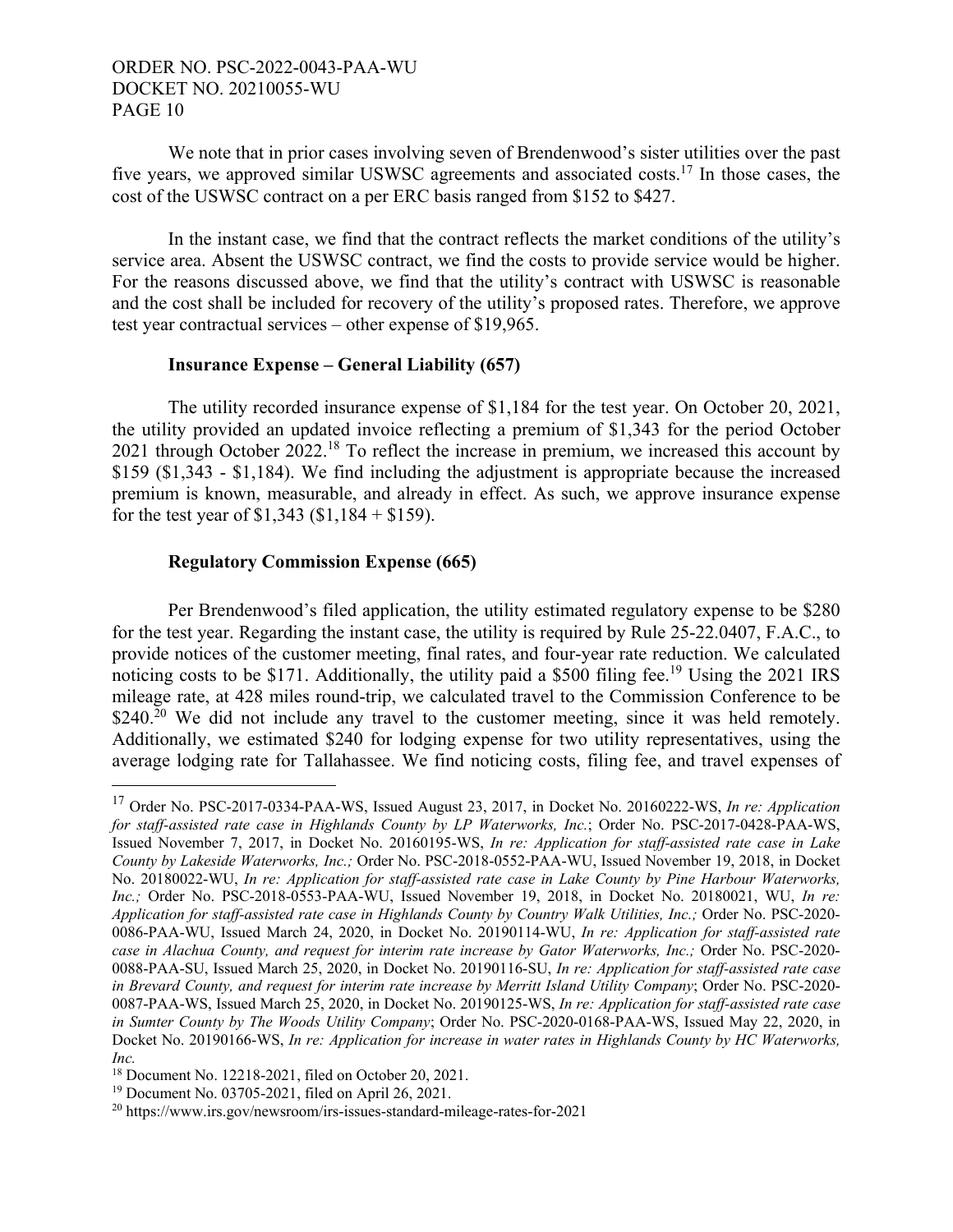We note that in prior cases involving seven of Brendenwood's sister utilities over the past five years, we approved similar USWSC agreements and associated costs.[17] In those cases, the cost of the USWSC contract on a per ERC basis ranged from $152 to $427.

In the instant case, we find that the contract reflects the market conditions of the utility's service area. Absent the USWSC contract, we find the costs to provide service would be higher. For the reasons discussed above, we find that the utility's contract with USWSC is reasonable and the cost shall be included for recovery of the utility's proposed rates. Therefore, we approve test year contractual services – other expense of $19,965.

**Insurance Expense – General Liability (657)**

The utility recorded insurance expense of $1,184 for the test year. On October 20, 2021, the utility provided an updated invoice reflecting a premium of $1,343 for the period October 2021 through October 2022.[18] To reflect the increase in premium, we increased this account by $159 ($1,343 - $1,184). We find including the adjustment is appropriate because the increased premium is known, measurable, and already in effect. As such, we approve insurance expense for the test year of $1,343 ($1,184 + $159).

**Regulatory Commission Expense (665)**

Per Brendenwood's filed application, the utility estimated regulatory expense to be $280 for the test year. Regarding the instant case, the utility is required by Rule 25-22.0407, F.A.C., to provide notices of the customer meeting, final rates, and four-year rate reduction. We calculated noticing costs to be $171. Additionally, the utility paid a $500 filing fee.[19] Using the 2021 IRS mileage rate, at 428 miles round-trip, we calculated travel to the Commission Conference to be $240.[20] We did not include any travel to the customer meeting, since it was held remotely. Additionally, we estimated $240 for lodging expense for two utility representatives, using the average lodging rate for Tallahassee. We find noticing costs, filing fee, and travel expenses of

---

[17] Order No. PSC-2017-0334-PAA-WS, Issued August 23, 2017, in Docket No. 20160222-WS, *In re: Application for staff-assisted rate case in Highlands County by LP Waterworks, Inc.*; Order No. PSC-2017-0428-PAA-WS, Issued November 7, 2017, in Docket No. 20160195-WS, *In re: Application for staff-assisted rate case in Lake County by Lakeside Waterworks, Inc.;* Order No. PSC-2018-0552-PAA-WU, Issued November 19, 2018, in Docket No. 20180022-WU, *In re: Application for staff-assisted rate case in Lake County by Pine Harbour Waterworks, Inc.;* Order No. PSC-2018-0553-PAA-WU, Issued November 19, 2018, in Docket No. 20180021, WU, *In re: Application for staff-assisted rate case in Highlands County by Country Walk Utilities, Inc.;* Order No. PSC-2020-0086-PAA-WU, Issued March 24, 2020, in Docket No. 20190114-WU, *In re: Application for staff-assisted rate case in Alachua County, and request for interim rate increase by Gator Waterworks, Inc.;* Order No. PSC-2020-0088-PAA-SU, Issued March 25, 2020, in Docket No. 20190116-SU, *In re: Application for staff-assisted rate case in Brevard County, and request for interim rate increase by Merritt Island Utility Company*; Order No. PSC-2020-0087-PAA-WS, Issued March 25, 2020, in Docket No. 20190125-WS, *In re: Application for staff-assisted rate case in Sumter County by The Woods Utility Company*; Order No. PSC-2020-0168-PAA-WS, Issued May 22, 2020, in Docket No. 20190166-WS, *In re: Application for increase in water rates in Highlands County by HC Waterworks, Inc.*

[18] Document No. 12218-2021, filed on October 20, 2021.

[19] Document No. 03705-2021, filed on April 26, 2021.

[20] https://www.irs.gov/newsroom/irs-issues-standard-mileage-rates-for-2021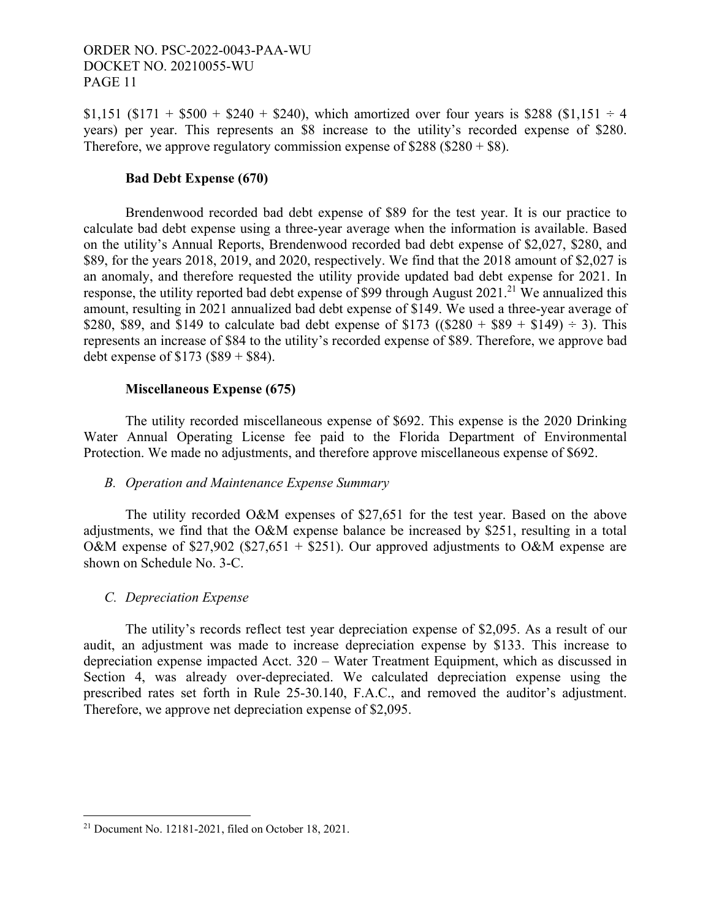$1,151 ($171 + $500 + $240 + $240), which amortized over four years is $288 ($1,151 ÷ 4 years) per year. This represents an $8 increase to the utility's recorded expense of $280. Therefore, we approve regulatory commission expense of $288 ($280 + $8).

**Bad Debt Expense (670)**

Brendenwood recorded bad debt expense of $89 for the test year. It is our practice to calculate bad debt expense using a three-year average when the information is available. Based on the utility's Annual Reports, Brendenwood recorded bad debt expense of $2,027, $280, and $89, for the years 2018, 2019, and 2020, respectively. We find that the 2018 amount of $2,027 is an anomaly, and therefore requested the utility provide updated bad debt expense for 2021. In response, the utility reported bad debt expense of $99 through August 2021.[21] We annualized this amount, resulting in 2021 annualized bad debt expense of $149. We used a three-year average of $280, $89, and $149 to calculate bad debt expense of $173 (($280 + $89 + $149) ÷ 3). This represents an increase of $84 to the utility's recorded expense of $89. Therefore, we approve bad debt expense of $173 ($89 + $84).

**Miscellaneous Expense (675)**

The utility recorded miscellaneous expense of $692. This expense is the 2020 Drinking Water Annual Operating License fee paid to the Florida Department of Environmental Protection. We made no adjustments, and therefore approve miscellaneous expense of $692.

*B. Operation and Maintenance Expense Summary*

The utility recorded O&M expenses of $27,651 for the test year. Based on the above adjustments, we find that the O&M expense balance be increased by $251, resulting in a total O&M expense of $27,902 ($27,651 + $251). Our approved adjustments to O&M expense are shown on Schedule No. 3-C.

*C. Depreciation Expense*

The utility's records reflect test year depreciation expense of $2,095. As a result of our audit, an adjustment was made to increase depreciation expense by $133. This increase to depreciation expense impacted Acct. 320 – Water Treatment Equipment, which as discussed in Section 4, was already over-depreciated. We calculated depreciation expense using the prescribed rates set forth in Rule 25-30.140, F.A.C., and removed the auditor's adjustment. Therefore, we approve net depreciation expense of $2,095.

---

[21] Document No. 12181-2021, filed on October 18, 2021.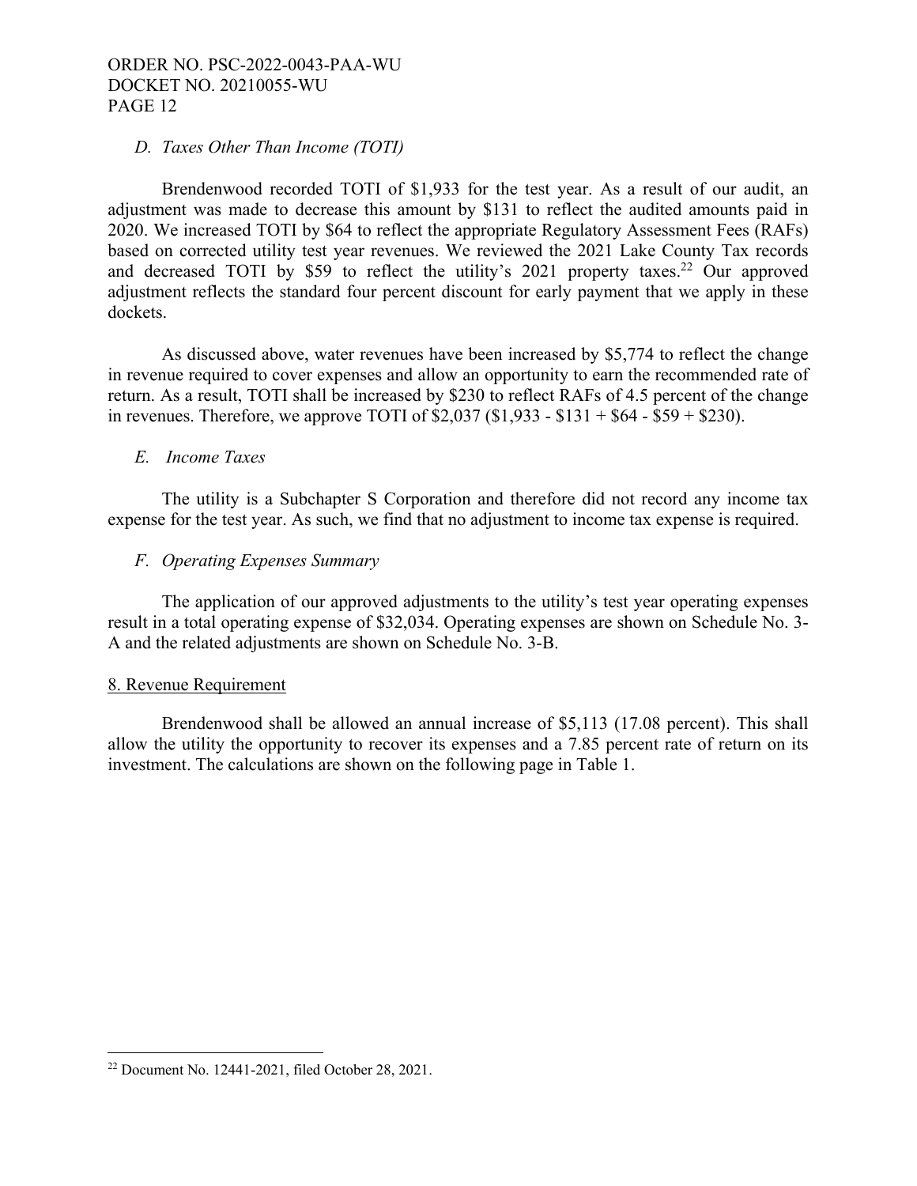*D. Taxes Other Than Income (TOTI)*

Brendenwood recorded TOTI of $1,933 for the test year. As a result of our audit, an adjustment was made to decrease this amount by $131 to reflect the audited amounts paid in 2020. We increased TOTI by $64 to reflect the appropriate Regulatory Assessment Fees (RAFs) based on corrected utility test year revenues. We reviewed the 2021 Lake County Tax records and decreased TOTI by $59 to reflect the utility's 2021 property taxes.[22] Our approved adjustment reflects the standard four percent discount for early payment that we apply in these dockets.

As discussed above, water revenues have been increased by $5,774 to reflect the change in revenue required to cover expenses and allow an opportunity to earn the recommended rate of return. As a result, TOTI shall be increased by $230 to reflect RAFs of 4.5 percent of the change in revenues. Therefore, we approve TOTI of $2,037 ($1,933 - $131 + $64 - $59 + $230).

*E. Income Taxes*

The utility is a Subchapter S Corporation and therefore did not record any income tax expense for the test year. As such, we find that no adjustment to income tax expense is required.

*F. Operating Expenses Summary*

The application of our approved adjustments to the utility's test year operating expenses result in a total operating expense of $32,034. Operating expenses are shown on Schedule No. 3-A and the related adjustments are shown on Schedule No. 3-B.

8. Revenue Requirement

Brendenwood shall be allowed an annual increase of $5,113 (17.08 percent). This shall allow the utility the opportunity to recover its expenses and a 7.85 percent rate of return on its investment. The calculations are shown on the following page in Table 1.

[22] Document No. 12441-2021, filed October 28, 2021.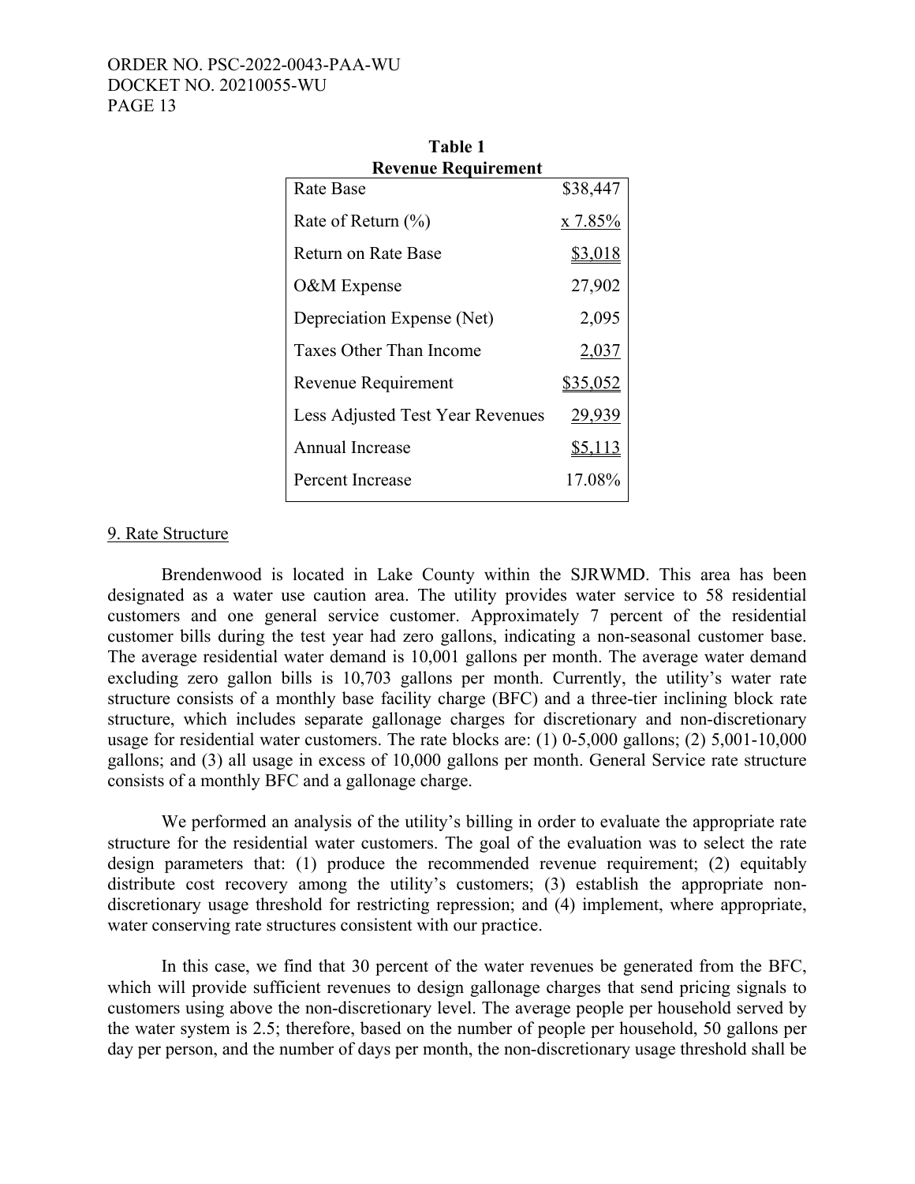**Table 1**
**Revenue Requirement**

| | |
|---|---|
| Rate Base | $38,447 |
| Rate of Return (%) | x 7.85% |
| Return on Rate Base | $3,018 |
| O&M Expense | 27,902 |
| Depreciation Expense (Net) | 2,095 |
| Taxes Other Than Income | 2,037 |
| Revenue Requirement | $35,052 |
| Less Adjusted Test Year Revenues | 29,939 |
| Annual Increase | $5,113 |
| Percent Increase | 17.08% |

9. Rate Structure

Brendenwood is located in Lake County within the SJRWMD. This area has been designated as a water use caution area. The utility provides water service to 58 residential customers and one general service customer. Approximately 7 percent of the residential customer bills during the test year had zero gallons, indicating a non-seasonal customer base. The average residential water demand is 10,001 gallons per month. The average water demand excluding zero gallon bills is 10,703 gallons per month. Currently, the utility's water rate structure consists of a monthly base facility charge (BFC) and a three-tier inclining block rate structure, which includes separate gallonage charges for discretionary and non-discretionary usage for residential water customers. The rate blocks are: (1) 0-5,000 gallons; (2) 5,001-10,000 gallons; and (3) all usage in excess of 10,000 gallons per month. General Service rate structure consists of a monthly BFC and a gallonage charge.

We performed an analysis of the utility's billing in order to evaluate the appropriate rate structure for the residential water customers. The goal of the evaluation was to select the rate design parameters that: (1) produce the recommended revenue requirement; (2) equitably distribute cost recovery among the utility's customers; (3) establish the appropriate non-discretionary usage threshold for restricting repression; and (4) implement, where appropriate, water conserving rate structures consistent with our practice.

In this case, we find that 30 percent of the water revenues be generated from the BFC, which will provide sufficient revenues to design gallonage charges that send pricing signals to customers using above the non-discretionary level. The average people per household served by the water system is 2.5; therefore, based on the number of people per household, 50 gallons per day per person, and the number of days per month, the non-discretionary usage threshold shall be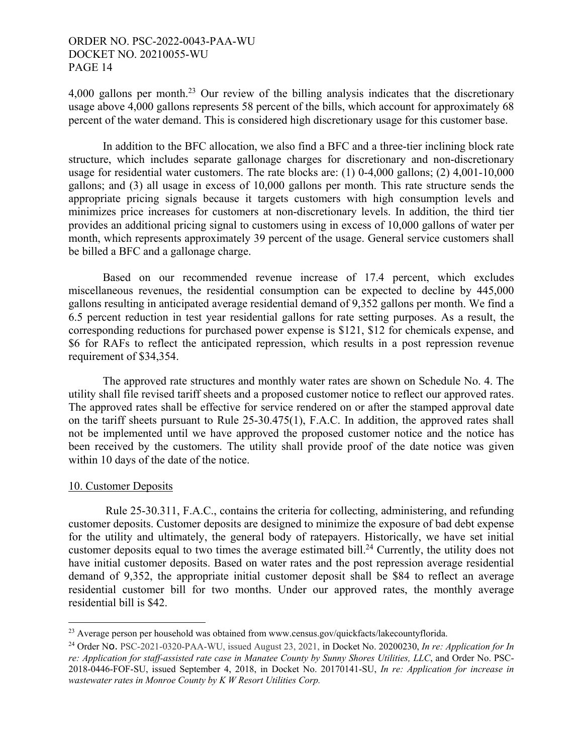4,000 gallons per month.[23] Our review of the billing analysis indicates that the discretionary usage above 4,000 gallons represents 58 percent of the bills, which account for approximately 68 percent of the water demand. This is considered high discretionary usage for this customer base.

In addition to the BFC allocation, we also find a BFC and a three-tier inclining block rate structure, which includes separate gallonage charges for discretionary and non-discretionary usage for residential water customers. The rate blocks are: (1) 0-4,000 gallons; (2) 4,001-10,000 gallons; and (3) all usage in excess of 10,000 gallons per month. This rate structure sends the appropriate pricing signals because it targets customers with high consumption levels and minimizes price increases for customers at non-discretionary levels. In addition, the third tier provides an additional pricing signal to customers using in excess of 10,000 gallons of water per month, which represents approximately 39 percent of the usage. General service customers shall be billed a BFC and a gallonage charge.

Based on our recommended revenue increase of 17.4 percent, which excludes miscellaneous revenues, the residential consumption can be expected to decline by 445,000 gallons resulting in anticipated average residential demand of 9,352 gallons per month. We find a 6.5 percent reduction in test year residential gallons for rate setting purposes. As a result, the corresponding reductions for purchased power expense is $121, $12 for chemicals expense, and $6 for RAFs to reflect the anticipated repression, which results in a post repression revenue requirement of $34,354.

The approved rate structures and monthly water rates are shown on Schedule No. 4. The utility shall file revised tariff sheets and a proposed customer notice to reflect our approved rates. The approved rates shall be effective for service rendered on or after the stamped approval date on the tariff sheets pursuant to Rule 25-30.475(1), F.A.C. In addition, the approved rates shall not be implemented until we have approved the proposed customer notice and the notice has been received by the customers. The utility shall provide proof of the date notice was given within 10 days of the date of the notice.

## 10. Customer Deposits

Rule 25-30.311, F.A.C., contains the criteria for collecting, administering, and refunding customer deposits. Customer deposits are designed to minimize the exposure of bad debt expense for the utility and ultimately, the general body of ratepayers. Historically, we have set initial customer deposits equal to two times the average estimated bill.[24] Currently, the utility does not have initial customer deposits. Based on water rates and the post repression average residential demand of 9,352, the appropriate initial customer deposit shall be $84 to reflect an average residential customer bill for two months. Under our approved rates, the monthly average residential bill is $42.

---

[23] Average person per household was obtained from www.census.gov/quickfacts/lakecountyflorida.

[24] Order No. PSC-2021-0320-PAA-WU, issued August 23, 2021, in Docket No. 20200230, *In re: Application for In re: Application for staff-assisted rate case in Manatee County by Sunny Shores Utilities, LLC*, and Order No. PSC-2018-0446-FOF-SU, issued September 4, 2018, in Docket No. 20170141-SU, *In re: Application for increase in wastewater rates in Monroe County by K W Resort Utilities Corp.*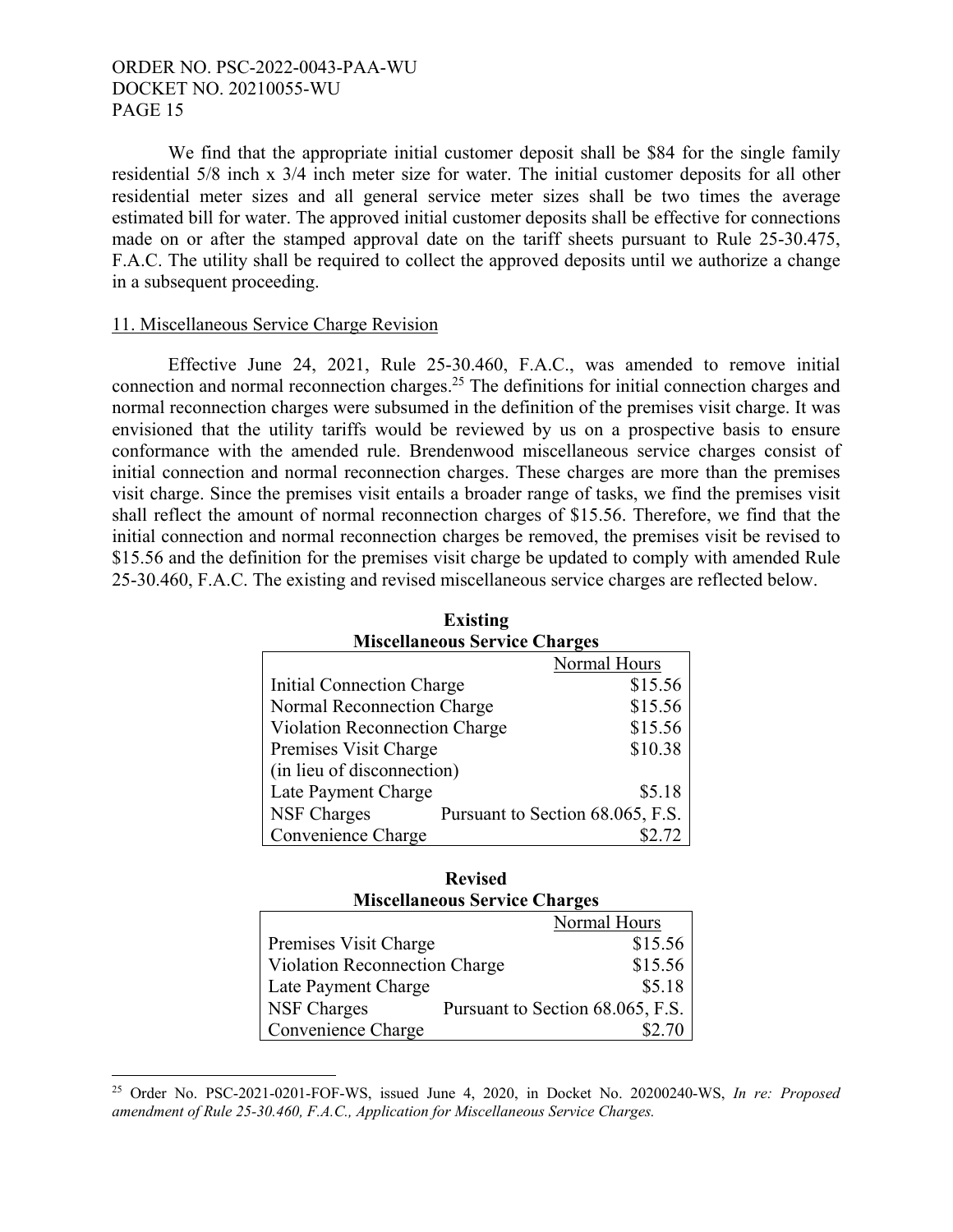We find that the appropriate initial customer deposit shall be $84 for the single family residential 5/8 inch x 3/4 inch meter size for water. The initial customer deposits for all other residential meter sizes and all general service meter sizes shall be two times the average estimated bill for water. The approved initial customer deposits shall be effective for connections made on or after the stamped approval date on the tariff sheets pursuant to Rule 25-30.475, F.A.C. The utility shall be required to collect the approved deposits until we authorize a change in a subsequent proceeding.

### 11. Miscellaneous Service Charge Revision

Effective June 24, 2021, Rule 25-30.460, F.A.C., was amended to remove initial connection and normal reconnection charges.[25] The definitions for initial connection charges and normal reconnection charges were subsumed in the definition of the premises visit charge. It was envisioned that the utility tariffs would be reviewed by us on a prospective basis to ensure conformance with the amended rule. Brendenwood miscellaneous service charges consist of initial connection and normal reconnection charges. These charges are more than the premises visit charge. Since the premises visit entails a broader range of tasks, we find the premises visit shall reflect the amount of normal reconnection charges of $15.56. Therefore, we find that the initial connection and normal reconnection charges be removed, the premises visit be revised to $15.56 and the definition for the premises visit charge be updated to comply with amended Rule 25-30.460, F.A.C. The existing and revised miscellaneous service charges are reflected below.

**Existing**
**Miscellaneous Service Charges**

| | Normal Hours |
|---|---|
| Initial Connection Charge | $15.56 |
| Normal Reconnection Charge | $15.56 |
| Violation Reconnection Charge | $15.56 |
| Premises Visit Charge (in lieu of disconnection) | $10.38 |
| Late Payment Charge | $5.18 |
| NSF Charges | Pursuant to Section 68.065, F.S. |
| Convenience Charge | $2.72 |

**Revised**
**Miscellaneous Service Charges**

| | Normal Hours |
|---|---|
| Premises Visit Charge | $15.56 |
| Violation Reconnection Charge | $15.56 |
| Late Payment Charge | $5.18 |
| NSF Charges | Pursuant to Section 68.065, F.S. |
| Convenience Charge | $2.70 |

---

[25] Order No. PSC-2021-0201-FOF-WS, issued June 4, 2020, in Docket No. 20200240-WS, *In re: Proposed amendment of Rule 25-30.460, F.A.C., Application for Miscellaneous Service Charges.*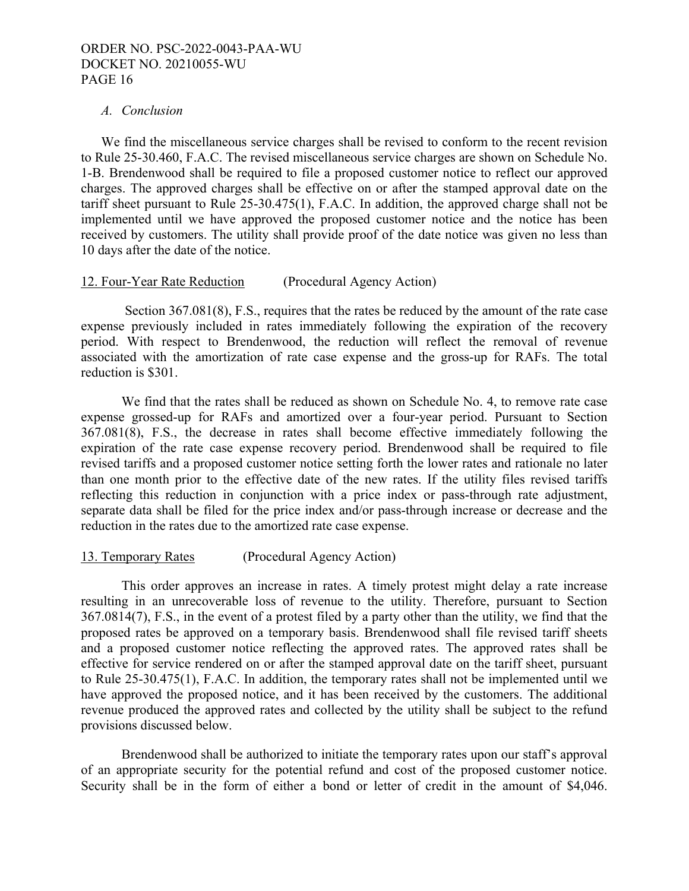*A. Conclusion*

We find the miscellaneous service charges shall be revised to conform to the recent revision to Rule 25-30.460, F.A.C. The revised miscellaneous service charges are shown on Schedule No. 1-B. Brendenwood shall be required to file a proposed customer notice to reflect our approved charges. The approved charges shall be effective on or after the stamped approval date on the tariff sheet pursuant to Rule 25-30.475(1), F.A.C. In addition, the approved charge shall not be implemented until we have approved the proposed customer notice and the notice has been received by customers. The utility shall provide proof of the date notice was given no less than 10 days after the date of the notice.

<u>12. Four-Year Rate Reduction</u> (Procedural Agency Action)

Section 367.081(8), F.S., requires that the rates be reduced by the amount of the rate case expense previously included in rates immediately following the expiration of the recovery period. With respect to Brendenwood, the reduction will reflect the removal of revenue associated with the amortization of rate case expense and the gross-up for RAFs. The total reduction is $301.

We find that the rates shall be reduced as shown on Schedule No. 4, to remove rate case expense grossed-up for RAFs and amortized over a four-year period. Pursuant to Section 367.081(8), F.S., the decrease in rates shall become effective immediately following the expiration of the rate case expense recovery period. Brendenwood shall be required to file revised tariffs and a proposed customer notice setting forth the lower rates and rationale no later than one month prior to the effective date of the new rates. If the utility files revised tariffs reflecting this reduction in conjunction with a price index or pass-through rate adjustment, separate data shall be filed for the price index and/or pass-through increase or decrease and the reduction in the rates due to the amortized rate case expense.

<u>13. Temporary Rates</u> (Procedural Agency Action)

This order approves an increase in rates. A timely protest might delay a rate increase resulting in an unrecoverable loss of revenue to the utility. Therefore, pursuant to Section 367.0814(7), F.S., in the event of a protest filed by a party other than the utility, we find that the proposed rates be approved on a temporary basis. Brendenwood shall file revised tariff sheets and a proposed customer notice reflecting the approved rates. The approved rates shall be effective for service rendered on or after the stamped approval date on the tariff sheet, pursuant to Rule 25-30.475(1), F.A.C. In addition, the temporary rates shall not be implemented until we have approved the proposed notice, and it has been received by the customers. The additional revenue produced the approved rates and collected by the utility shall be subject to the refund provisions discussed below.

Brendenwood shall be authorized to initiate the temporary rates upon our staff's approval of an appropriate security for the potential refund and cost of the proposed customer notice. Security shall be in the form of either a bond or letter of credit in the amount of $4,046.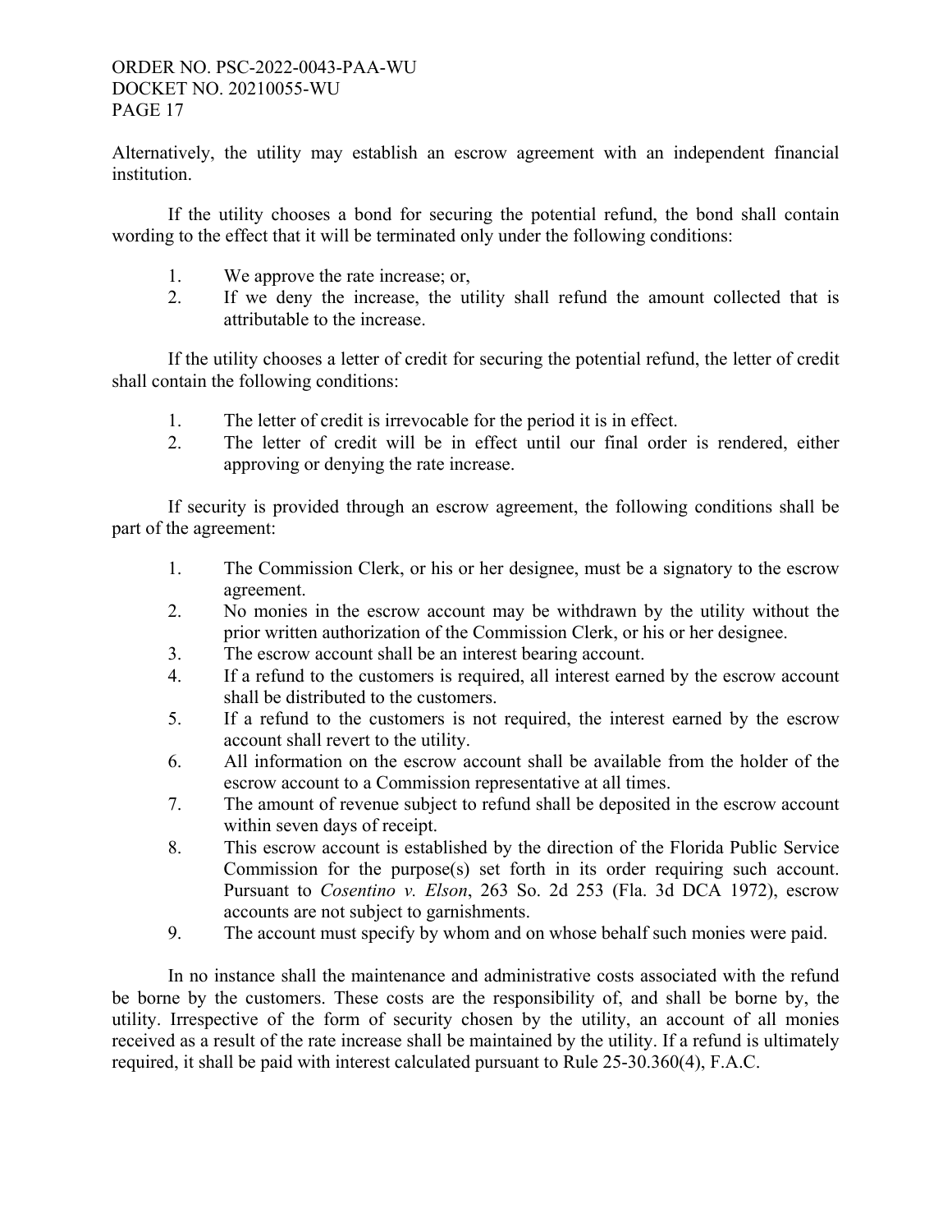Alternatively, the utility may establish an escrow agreement with an independent financial institution.

If the utility chooses a bond for securing the potential refund, the bond shall contain wording to the effect that it will be terminated only under the following conditions:

1. We approve the rate increase; or,
2. If we deny the increase, the utility shall refund the amount collected that is attributable to the increase.

If the utility chooses a letter of credit for securing the potential refund, the letter of credit shall contain the following conditions:

1. The letter of credit is irrevocable for the period it is in effect.
2. The letter of credit will be in effect until our final order is rendered, either approving or denying the rate increase.

If security is provided through an escrow agreement, the following conditions shall be part of the agreement:

1. The Commission Clerk, or his or her designee, must be a signatory to the escrow agreement.
2. No monies in the escrow account may be withdrawn by the utility without the prior written authorization of the Commission Clerk, or his or her designee.
3. The escrow account shall be an interest bearing account.
4. If a refund to the customers is required, all interest earned by the escrow account shall be distributed to the customers.
5. If a refund to the customers is not required, the interest earned by the escrow account shall revert to the utility.
6. All information on the escrow account shall be available from the holder of the escrow account to a Commission representative at all times.
7. The amount of revenue subject to refund shall be deposited in the escrow account within seven days of receipt.
8. This escrow account is established by the direction of the Florida Public Service Commission for the purpose(s) set forth in its order requiring such account. Pursuant to *Cosentino v. Elson*, 263 So. 2d 253 (Fla. 3d DCA 1972), escrow accounts are not subject to garnishments.
9. The account must specify by whom and on whose behalf such monies were paid.

In no instance shall the maintenance and administrative costs associated with the refund be borne by the customers. These costs are the responsibility of, and shall be borne by, the utility. Irrespective of the form of security chosen by the utility, an account of all monies received as a result of the rate increase shall be maintained by the utility. If a refund is ultimately required, it shall be paid with interest calculated pursuant to Rule 25-30.360(4), F.A.C.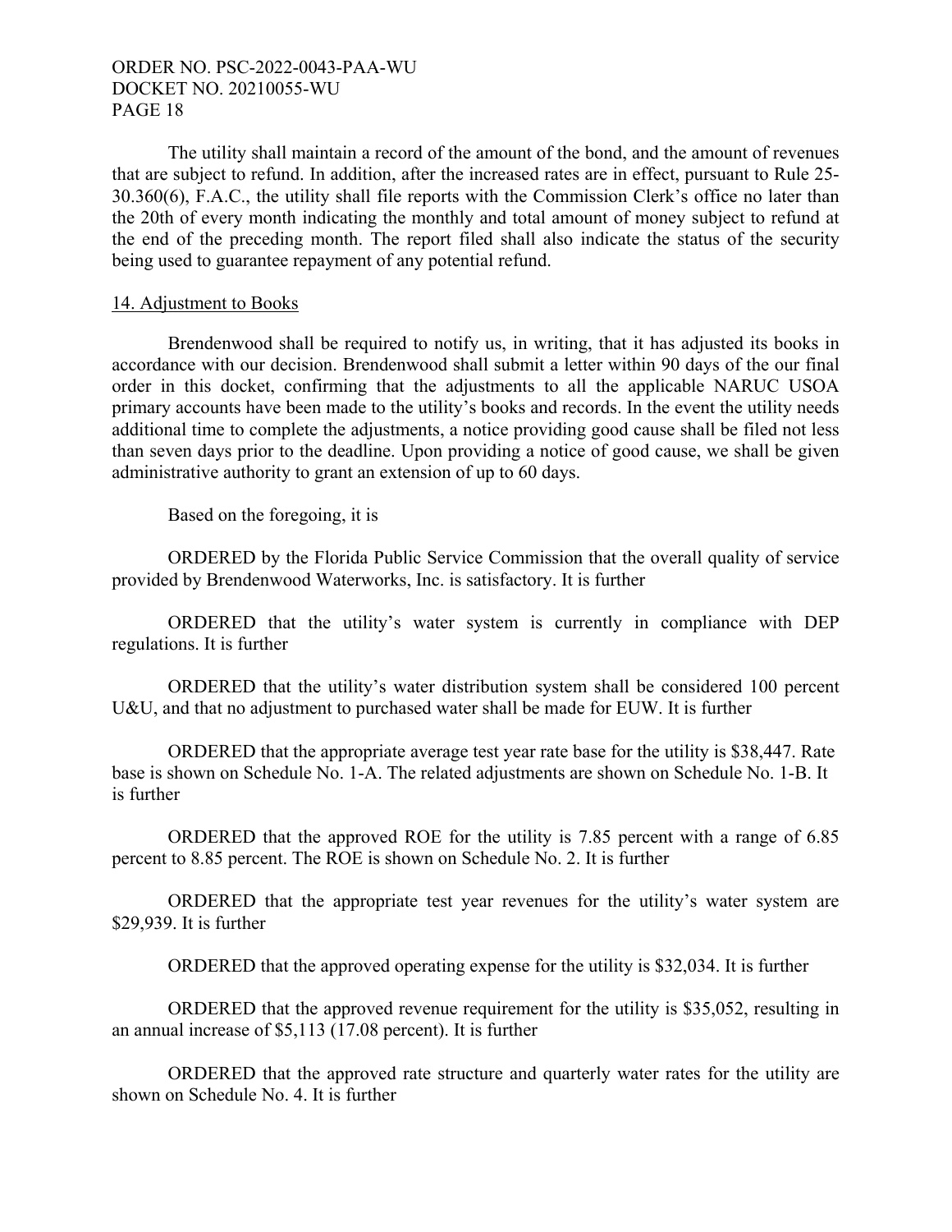The utility shall maintain a record of the amount of the bond, and the amount of revenues that are subject to refund. In addition, after the increased rates are in effect, pursuant to Rule 25-30.360(6), F.A.C., the utility shall file reports with the Commission Clerk's office no later than the 20th of every month indicating the monthly and total amount of money subject to refund at the end of the preceding month. The report filed shall also indicate the status of the security being used to guarantee repayment of any potential refund.

## 14. Adjustment to Books

Brendenwood shall be required to notify us, in writing, that it has adjusted its books in accordance with our decision. Brendenwood shall submit a letter within 90 days of the our final order in this docket, confirming that the adjustments to all the applicable NARUC USOA primary accounts have been made to the utility's books and records. In the event the utility needs additional time to complete the adjustments, a notice providing good cause shall be filed not less than seven days prior to the deadline. Upon providing a notice of good cause, we shall be given administrative authority to grant an extension of up to 60 days.

Based on the foregoing, it is

ORDERED by the Florida Public Service Commission that the overall quality of service provided by Brendenwood Waterworks, Inc. is satisfactory. It is further

ORDERED that the utility's water system is currently in compliance with DEP regulations. It is further

ORDERED that the utility's water distribution system shall be considered 100 percent U&U, and that no adjustment to purchased water shall be made for EUW. It is further

ORDERED that the appropriate average test year rate base for the utility is $38,447. Rate base is shown on Schedule No. 1-A. The related adjustments are shown on Schedule No. 1-B. It is further

ORDERED that the approved ROE for the utility is 7.85 percent with a range of 6.85 percent to 8.85 percent. The ROE is shown on Schedule No. 2. It is further

ORDERED that the appropriate test year revenues for the utility's water system are $29,939. It is further

ORDERED that the approved operating expense for the utility is $32,034. It is further

ORDERED that the approved revenue requirement for the utility is $35,052, resulting in an annual increase of $5,113 (17.08 percent). It is further

ORDERED that the approved rate structure and quarterly water rates for the utility are shown on Schedule No. 4. It is further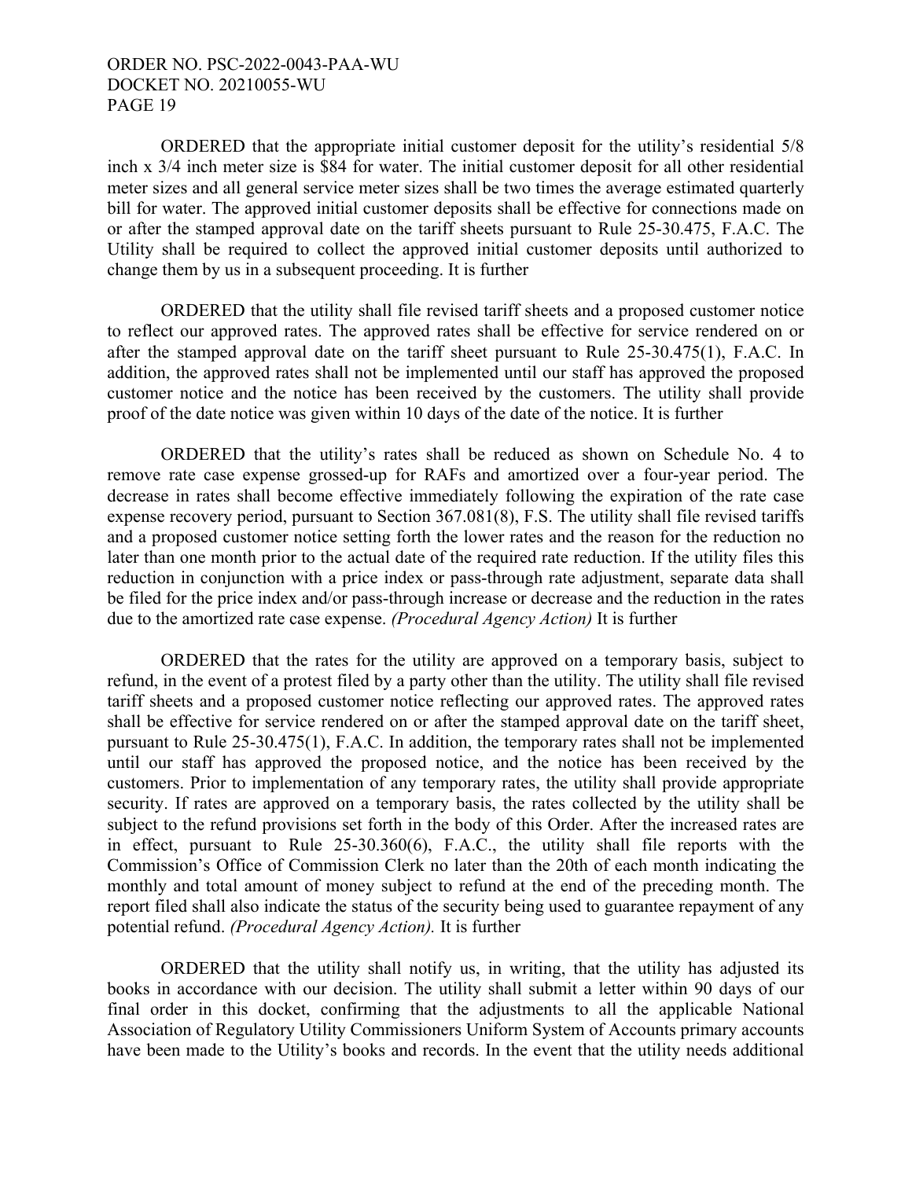ORDERED that the appropriate initial customer deposit for the utility's residential 5/8 inch x 3/4 inch meter size is $84 for water. The initial customer deposit for all other residential meter sizes and all general service meter sizes shall be two times the average estimated quarterly bill for water. The approved initial customer deposits shall be effective for connections made on or after the stamped approval date on the tariff sheets pursuant to Rule 25-30.475, F.A.C. The Utility shall be required to collect the approved initial customer deposits until authorized to change them by us in a subsequent proceeding. It is further

ORDERED that the utility shall file revised tariff sheets and a proposed customer notice to reflect our approved rates. The approved rates shall be effective for service rendered on or after the stamped approval date on the tariff sheet pursuant to Rule 25-30.475(1), F.A.C. In addition, the approved rates shall not be implemented until our staff has approved the proposed customer notice and the notice has been received by the customers. The utility shall provide proof of the date notice was given within 10 days of the date of the notice. It is further

ORDERED that the utility's rates shall be reduced as shown on Schedule No. 4 to remove rate case expense grossed-up for RAFs and amortized over a four-year period. The decrease in rates shall become effective immediately following the expiration of the rate case expense recovery period, pursuant to Section 367.081(8), F.S. The utility shall file revised tariffs and a proposed customer notice setting forth the lower rates and the reason for the reduction no later than one month prior to the actual date of the required rate reduction. If the utility files this reduction in conjunction with a price index or pass-through rate adjustment, separate data shall be filed for the price index and/or pass-through increase or decrease and the reduction in the rates due to the amortized rate case expense. *(Procedural Agency Action)* It is further

ORDERED that the rates for the utility are approved on a temporary basis, subject to refund, in the event of a protest filed by a party other than the utility. The utility shall file revised tariff sheets and a proposed customer notice reflecting our approved rates. The approved rates shall be effective for service rendered on or after the stamped approval date on the tariff sheet, pursuant to Rule 25-30.475(1), F.A.C. In addition, the temporary rates shall not be implemented until our staff has approved the proposed notice, and the notice has been received by the customers. Prior to implementation of any temporary rates, the utility shall provide appropriate security. If rates are approved on a temporary basis, the rates collected by the utility shall be subject to the refund provisions set forth in the body of this Order. After the increased rates are in effect, pursuant to Rule 25-30.360(6), F.A.C., the utility shall file reports with the Commission's Office of Commission Clerk no later than the 20th of each month indicating the monthly and total amount of money subject to refund at the end of the preceding month. The report filed shall also indicate the status of the security being used to guarantee repayment of any potential refund. *(Procedural Agency Action).* It is further

ORDERED that the utility shall notify us, in writing, that the utility has adjusted its books in accordance with our decision. The utility shall submit a letter within 90 days of our final order in this docket, confirming that the adjustments to all the applicable National Association of Regulatory Utility Commissioners Uniform System of Accounts primary accounts have been made to the Utility's books and records. In the event that the utility needs additional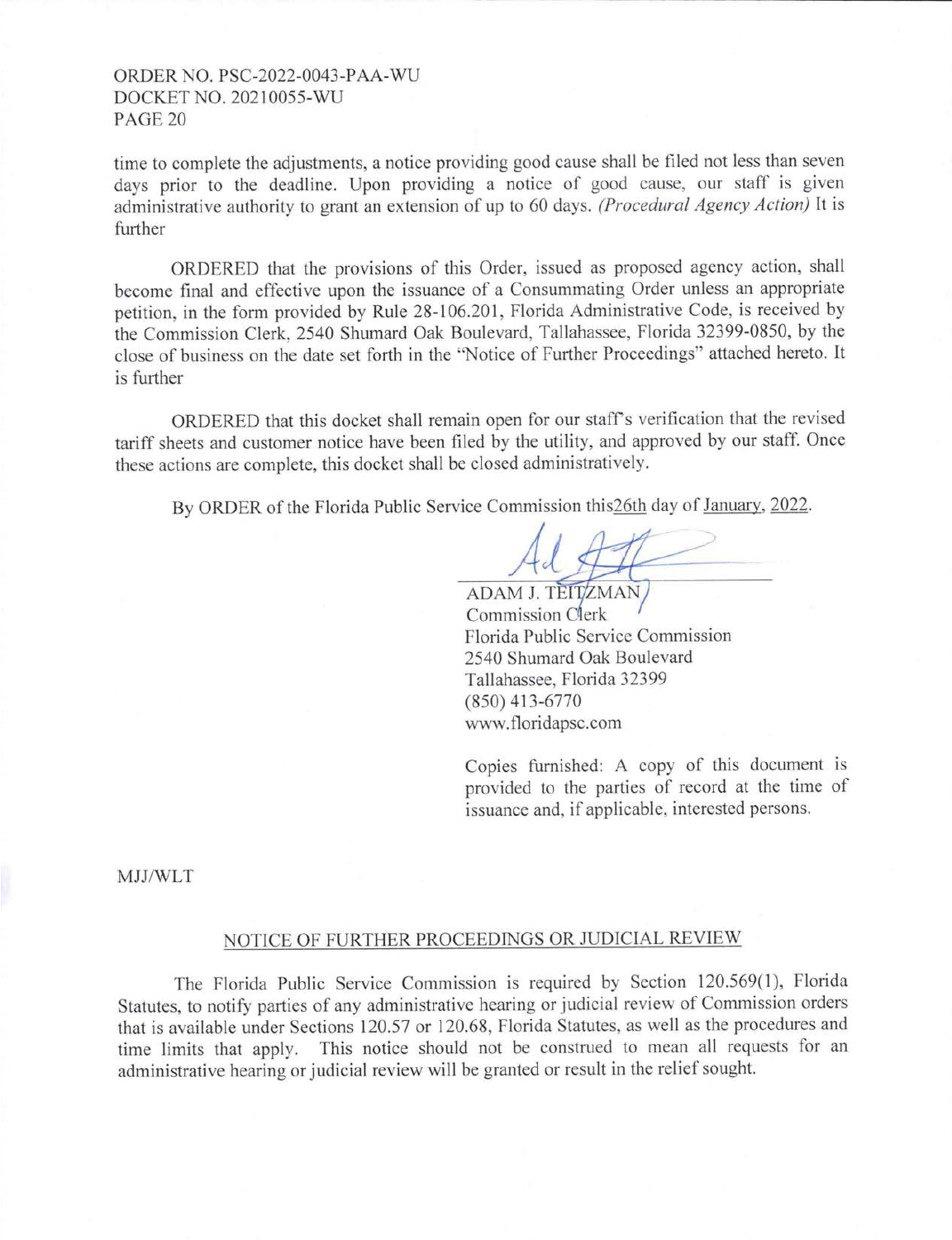time to complete the adjustments, a notice providing good cause shall be filed not less than seven days prior to the deadline. Upon providing a notice of good cause, our staff is given administrative authority to grant an extension of up to 60 days. *(Procedural Agency Action)* It is further

ORDERED that the provisions of this Order, issued as proposed agency action, shall become final and effective upon the issuance of a Consummating Order unless an appropriate petition, in the form provided by Rule 28-106.201, Florida Administrative Code, is received by the Commission Clerk, 2540 Shumard Oak Boulevard, Tallahassee, Florida 32399-0850, by the close of business on the date set forth in the "Notice of Further Proceedings" attached hereto. It is further

ORDERED that this docket shall remain open for our staff's verification that the revised tariff sheets and customer notice have been filed by the utility, and approved by our staff. Once these actions are complete, this docket shall be closed administratively.

By ORDER of the Florida Public Service Commission this 26th day of January, 2022.

ADAM J. TEITZMAN
Commission Clerk
Florida Public Service Commission
2540 Shumard Oak Boulevard
Tallahassee, Florida 32399
(850) 413-6770
www.floridapsc.com

Copies furnished: A copy of this document is provided to the parties of record at the time of issuance and, if applicable, interested persons.

MJJ/WLT

## NOTICE OF FURTHER PROCEEDINGS OR JUDICIAL REVIEW

The Florida Public Service Commission is required by Section 120.569(1), Florida Statutes, to notify parties of any administrative hearing or judicial review of Commission orders that is available under Sections 120.57 or 120.68, Florida Statutes, as well as the procedures and time limits that apply. This notice should not be construed to mean all requests for an administrative hearing or judicial review will be granted or result in the relief sought.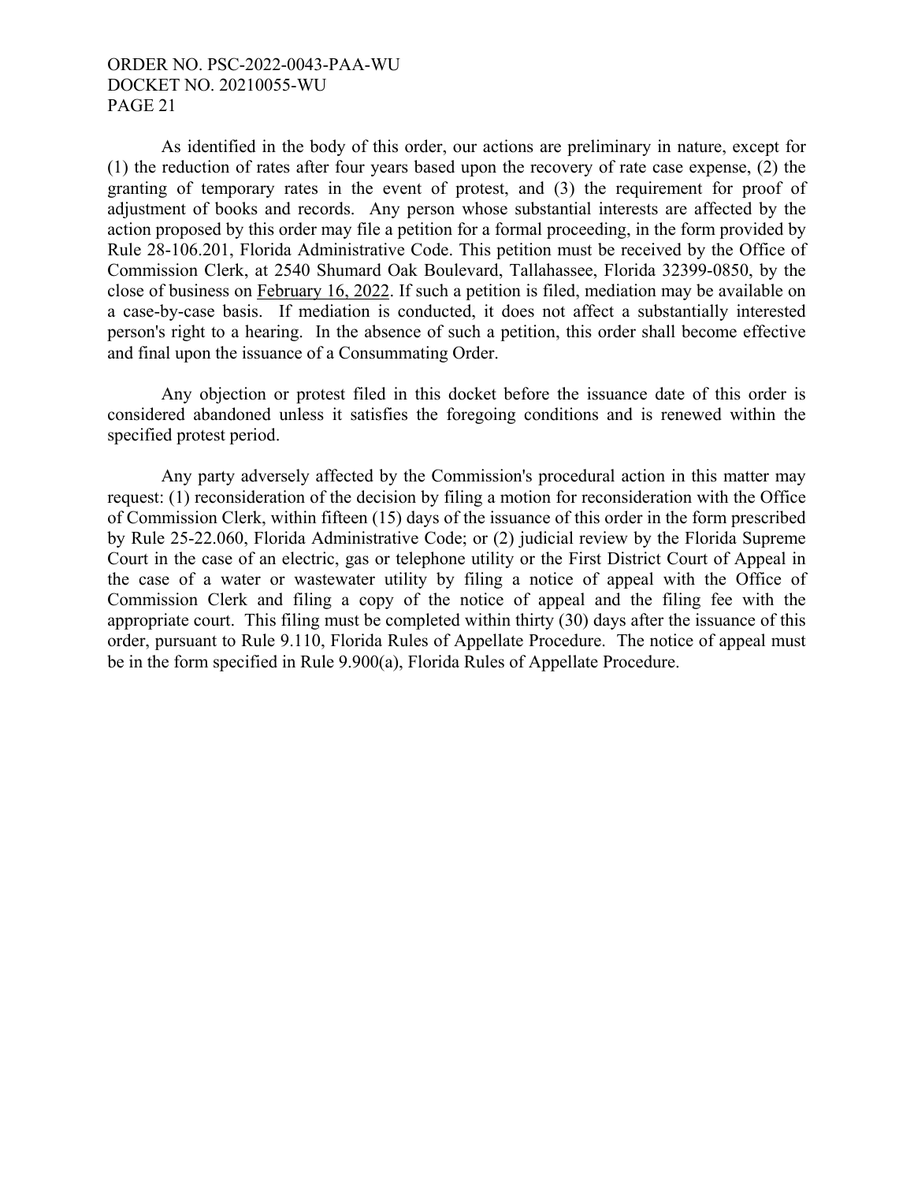As identified in the body of this order, our actions are preliminary in nature, except for (1) the reduction of rates after four years based upon the recovery of rate case expense, (2) the granting of temporary rates in the event of protest, and (3) the requirement for proof of adjustment of books and records. Any person whose substantial interests are affected by the action proposed by this order may file a petition for a formal proceeding, in the form provided by Rule 28-106.201, Florida Administrative Code. This petition must be received by the Office of Commission Clerk, at 2540 Shumard Oak Boulevard, Tallahassee, Florida 32399-0850, by the close of business on <u>February 16, 2022</u>. If such a petition is filed, mediation may be available on a case-by-case basis. If mediation is conducted, it does not affect a substantially interested person's right to a hearing. In the absence of such a petition, this order shall become effective and final upon the issuance of a Consummating Order.

Any objection or protest filed in this docket before the issuance date of this order is considered abandoned unless it satisfies the foregoing conditions and is renewed within the specified protest period.

Any party adversely affected by the Commission's procedural action in this matter may request: (1) reconsideration of the decision by filing a motion for reconsideration with the Office of Commission Clerk, within fifteen (15) days of the issuance of this order in the form prescribed by Rule 25-22.060, Florida Administrative Code; or (2) judicial review by the Florida Supreme Court in the case of an electric, gas or telephone utility or the First District Court of Appeal in the case of a water or wastewater utility by filing a notice of appeal with the Office of Commission Clerk and filing a copy of the notice of appeal and the filing fee with the appropriate court. This filing must be completed within thirty (30) days after the issuance of this order, pursuant to Rule 9.110, Florida Rules of Appellate Procedure. The notice of appeal must be in the form specified in Rule 9.900(a), Florida Rules of Appellate Procedure.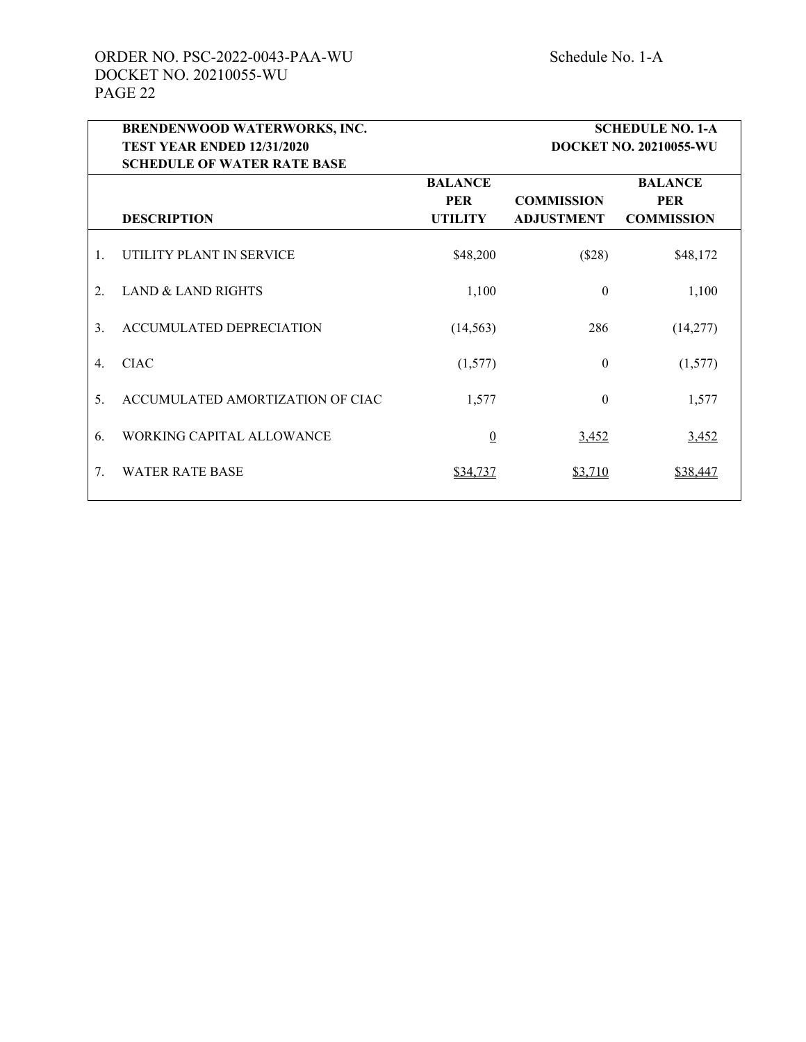| | BRENDENWOOD WATERWORKS, INC.<br>TEST YEAR ENDED 12/31/2020<br>SCHEDULE OF WATER RATE BASE | | | SCHEDULE NO. 1-A<br>DOCKET NO. 20210055-WU |
|---|---|---|---|---|
| | **DESCRIPTION** | **BALANCE PER UTILITY** | **COMMISSION ADJUSTMENT** | **BALANCE PER COMMISSION** |
| 1. | UTILITY PLANT IN SERVICE | $48,200 | ($28) | $48,172 |
| 2. | LAND & LAND RIGHTS | 1,100 | 0 | 1,100 |
| 3. | ACCUMULATED DEPRECIATION | (14,563) | 286 | (14,277) |
| 4. | CIAC | (1,577) | 0 | (1,577) |
| 5. | ACCUMULATED AMORTIZATION OF CIAC | 1,577 | 0 | 1,577 |
| 6. | WORKING CAPITAL ALLOWANCE | 0 | 3,452 | 3,452 |
| 7. | WATER RATE BASE | $34,737 | $3,710 | $38,447 |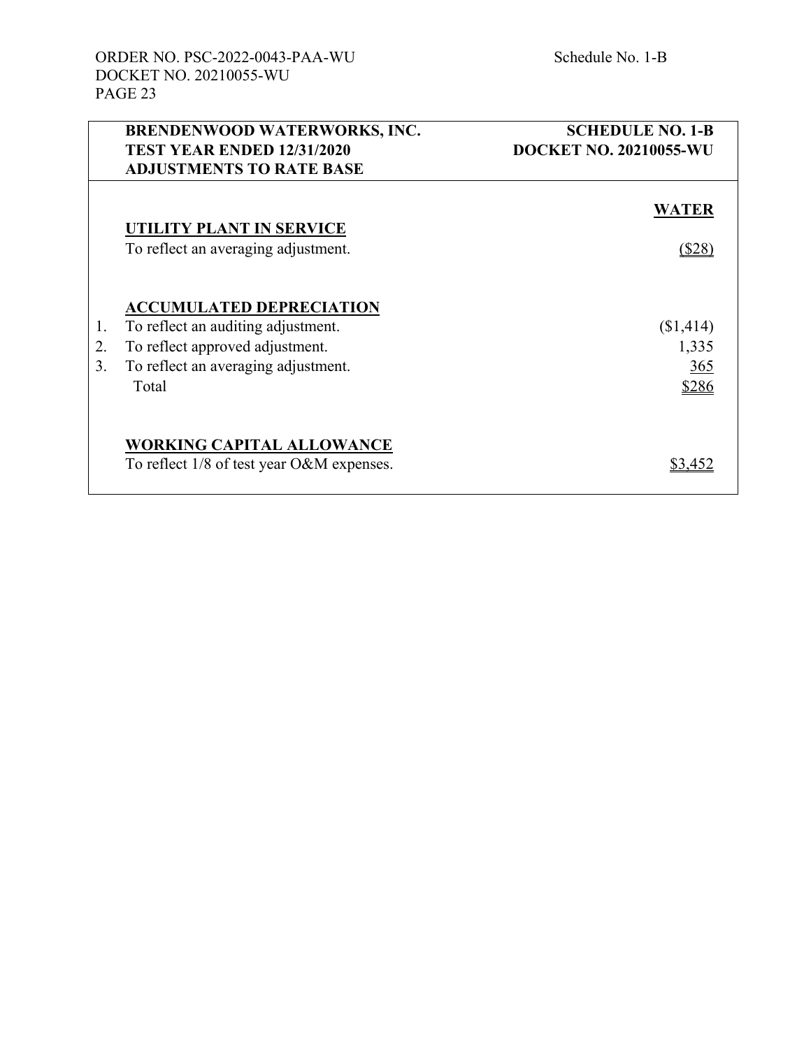| BRENDENWOOD WATERWORKS, INC. TEST YEAR ENDED 12/31/2020 ADJUSTMENTS TO RATE BASE | SCHEDULE NO. 1-B DOCKET NO. 20210055-WU |
|---|---|
| | **WATER** |
| **UTILITY PLANT IN SERVICE** | |
| To reflect an averaging adjustment. | ($28) |
| | |
| **ACCUMULATED DEPRECIATION** | |
| 1. To reflect an auditing adjustment. | ($1,414) |
| 2. To reflect approved adjustment. | 1,335 |
| 3. To reflect an averaging adjustment. | 365 |
| Total | $286 |
| | |
| **WORKING CAPITAL ALLOWANCE** | |
| To reflect 1/8 of test year O&M expenses. | $3,452 |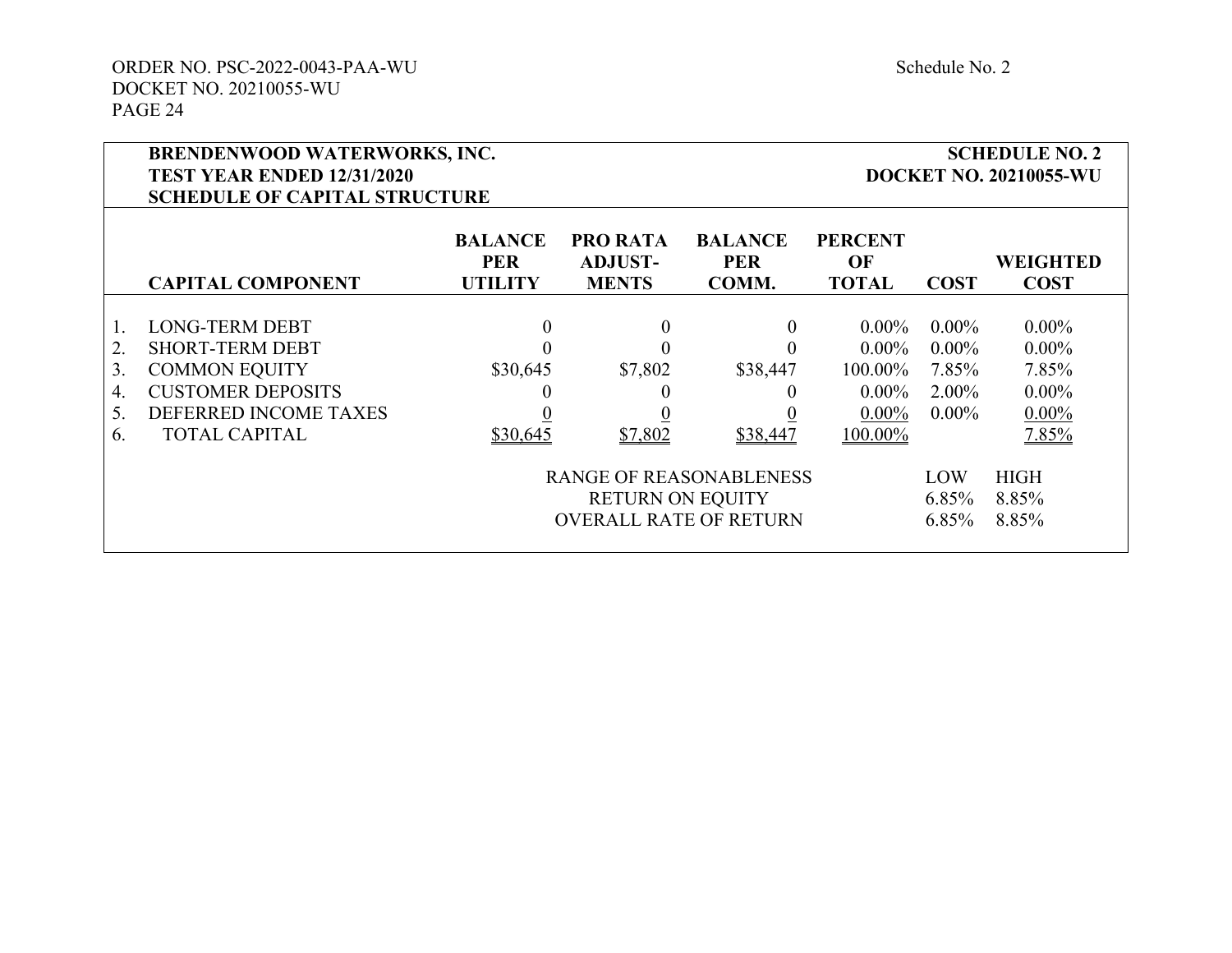**BRENDENWOOD WATERWORKS, INC.**
**TEST YEAR ENDED 12/31/2020**
**SCHEDULE OF CAPITAL STRUCTURE**

**SCHEDULE NO. 2**
**DOCKET NO. 20210055-WU**

| | CAPITAL COMPONENT | BALANCE PER UTILITY | PRO RATA ADJUST-MENTS | BALANCE PER COMM. | PERCENT OF TOTAL | COST | WEIGHTED COST |
|---|---|---|---|---|---|---|---|
| 1. | LONG-TERM DEBT | 0 | 0 | 0 | 0.00% | 0.00% | 0.00% |
| 2. | SHORT-TERM DEBT | 0 | 0 | 0 | 0.00% | 0.00% | 0.00% |
| 3. | COMMON EQUITY | $30,645 | $7,802 | $38,447 | 100.00% | 7.85% | 7.85% |
| 4. | CUSTOMER DEPOSITS | 0 | 0 | 0 | 0.00% | 2.00% | 0.00% |
| 5. | DEFERRED INCOME TAXES | 0 | 0 | 0 | 0.00% | 0.00% | 0.00% |
| 6. | TOTAL CAPITAL | $30,645 | $7,802 | $38,447 | 100.00% | | 7.85% |

| RANGE OF REASONABLENESS | LOW | HIGH |
|---|---|---|
| RETURN ON EQUITY | 6.85% | 8.85% |
| OVERALL RATE OF RETURN | 6.85% | 8.85% |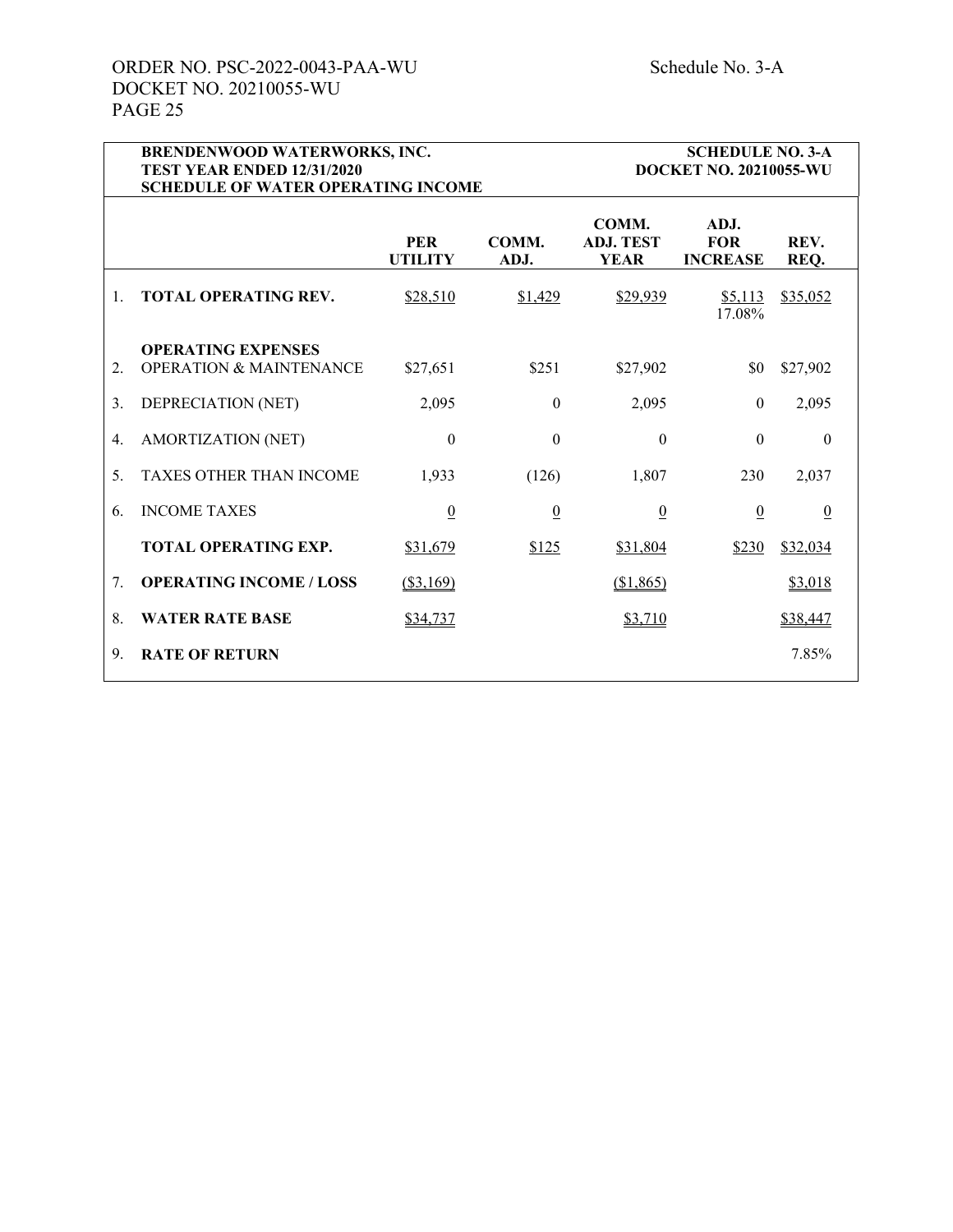| | BRENDENWOOD WATERWORKS, INC.<br>TEST YEAR ENDED 12/31/2020<br>SCHEDULE OF WATER OPERATING INCOME | | | | | SCHEDULE NO. 3-A<br>DOCKET NO. 20210055-WU |
|---|---|---|---|---|---|---|
| | | PER UTILITY | COMM. ADJ. | COMM. ADJ. TEST YEAR | ADJ. FOR INCREASE | REV. REQ. |
| 1. | **TOTAL OPERATING REV.** | $28,510 | $1,429 | $29,939 | $5,113<br>17.08% | $35,052 |
| | **OPERATING EXPENSES** | | | | | |
| 2. | OPERATION & MAINTENANCE | $27,651 | $251 | $27,902 | $0 | $27,902 |
| 3. | DEPRECIATION (NET) | 2,095 | 0 | 2,095 | 0 | 2,095 |
| 4. | AMORTIZATION (NET) | 0 | 0 | 0 | 0 | 0 |
| 5. | TAXES OTHER THAN INCOME | 1,933 | (126) | 1,807 | 230 | 2,037 |
| 6. | INCOME TAXES | 0 | 0 | 0 | 0 | 0 |
| | **TOTAL OPERATING EXP.** | $31,679 | $125 | $31,804 | $230 | $32,034 |
| 7. | **OPERATING INCOME / LOSS** | ($3,169) | | ($1,865) | | $3,018 |
| 8. | **WATER RATE BASE** | $34,737 | | $3,710 | | $38,447 |
| 9. | **RATE OF RETURN** | | | | | 7.85% |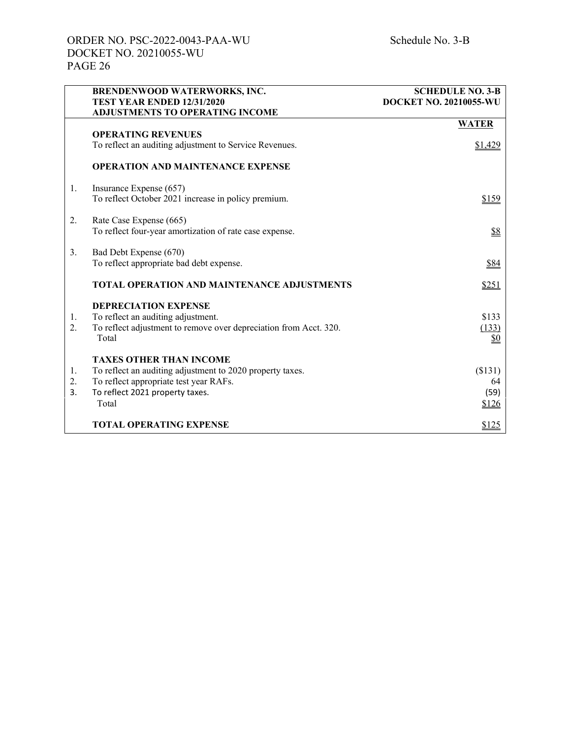| | BRENDENWOOD WATERWORKS, INC.<br>TEST YEAR ENDED 12/31/2020<br>ADJUSTMENTS TO OPERATING INCOME | SCHEDULE NO. 3-B<br>DOCKET NO. 20210055-WU |
|---|---|---|
| | | **WATER** |
| | **OPERATING REVENUES** | |
| | To reflect an auditing adjustment to Service Revenues. | $1,429 |
| | **OPERATION AND MAINTENANCE EXPENSE** | |
| 1. | Insurance Expense (657)<br>To reflect October 2021 increase in policy premium. | $159 |
| 2. | Rate Case Expense (665)<br>To reflect four-year amortization of rate case expense. | $8 |
| 3. | Bad Debt Expense (670)<br>To reflect appropriate bad debt expense. | $84 |
| | **TOTAL OPERATION AND MAINTENANCE ADJUSTMENTS** | $251 |
| | **DEPRECIATION EXPENSE** | |
| 1. | To reflect an auditing adjustment. | $133 |
| 2. | To reflect adjustment to remove over depreciation from Acct. 320. | (133) |
| | Total | $0 |
| | **TAXES OTHER THAN INCOME** | |
| 1. | To reflect an auditing adjustment to 2020 property taxes. | ($131) |
| 2. | To reflect appropriate test year RAFs. | 64 |
| 3. | To reflect 2021 property taxes. | (59) |
| | Total | $126 |
| | **TOTAL OPERATING EXPENSE** | $125 |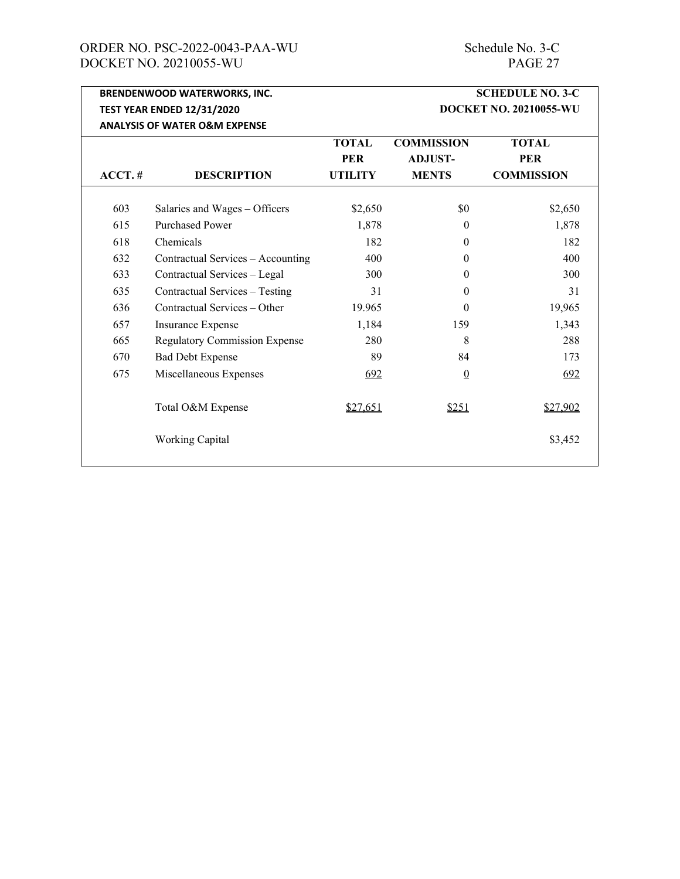| BRENDENWOOD WATERWORKS, INC. | | | | SCHEDULE NO. 3-C |
|---|---|---|---|---|
| TEST YEAR ENDED 12/31/2020 | | | | DOCKET NO. 20210055-WU |
| ANALYSIS OF WATER O&M EXPENSE | | | | |
| | | TOTAL | COMMISSION | TOTAL |
| | | PER | ADJUST- | PER |
| ACCT. # | DESCRIPTION | UTILITY | MENTS | COMMISSION |
| 603 | Salaries and Wages – Officers | $2,650 | $0 | $2,650 |
| 615 | Purchased Power | 1,878 | 0 | 1,878 |
| 618 | Chemicals | 182 | 0 | 182 |
| 632 | Contractual Services – Accounting | 400 | 0 | 400 |
| 633 | Contractual Services – Legal | 300 | 0 | 300 |
| 635 | Contractual Services – Testing | 31 | 0 | 31 |
| 636 | Contractual Services – Other | 19.965 | 0 | 19,965 |
| 657 | Insurance Expense | 1,184 | 159 | 1,343 |
| 665 | Regulatory Commission Expense | 280 | 8 | 288 |
| 670 | Bad Debt Expense | 89 | 84 | 173 |
| 675 | Miscellaneous Expenses | 692 | 0 | 692 |
| | Total O&M Expense | $27,651 | $251 | $27,902 |
| | Working Capital | | | $3,452 |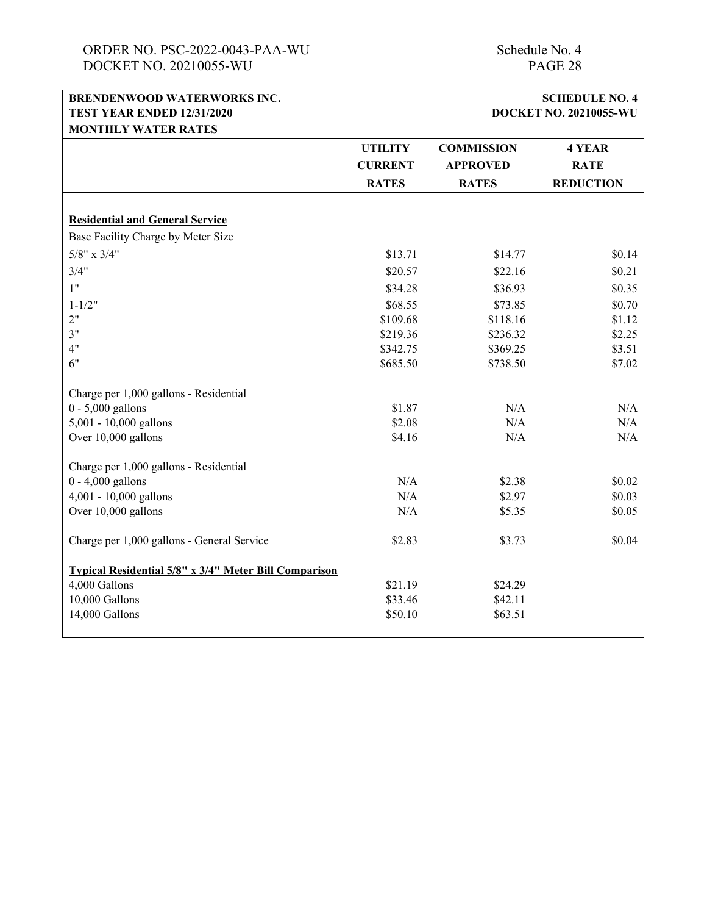| BRENDENWOOD WATERWORKS INC.<br>TEST YEAR ENDED 12/31/2020<br>MONTHLY WATER RATES | | | SCHEDULE NO. 4<br>DOCKET NO. 20210055-WU |
|---|---|---|---|
| | **UTILITY CURRENT RATES** | **COMMISSION APPROVED RATES** | **4 YEAR RATE REDUCTION** |
| **Residential and General Service** | | | |
| Base Facility Charge by Meter Size | | | |
| 5/8" x 3/4" | $13.71 | $14.77 | $0.14 |
| 3/4" | $20.57 | $22.16 | $0.21 |
| 1" | $34.28 | $36.93 | $0.35 |
| 1-1/2" | $68.55 | $73.85 | $0.70 |
| 2" | $109.68 | $118.16 | $1.12 |
| 3" | $219.36 | $236.32 | $2.25 |
| 4" | $342.75 | $369.25 | $3.51 |
| 6" | $685.50 | $738.50 | $7.02 |
| | | | |
| Charge per 1,000 gallons - Residential | | | |
| 0 - 5,000 gallons | $1.87 | N/A | N/A |
| 5,001 - 10,000 gallons | $2.08 | N/A | N/A |
| Over 10,000 gallons | $4.16 | N/A | N/A |
| | | | |
| Charge per 1,000 gallons - Residential | | | |
| 0 - 4,000 gallons | N/A | $2.38 | $0.02 |
| 4,001 - 10,000 gallons | N/A | $2.97 | $0.03 |
| Over 10,000 gallons | N/A | $5.35 | $0.05 |
| | | | |
| Charge per 1,000 gallons - General Service | $2.83 | $3.73 | $0.04 |
| | | | |
| **Typical Residential 5/8" x 3/4" Meter Bill Comparison** | | | |
| 4,000 Gallons | $21.19 | $24.29 | |
| 10,000 Gallons | $33.46 | $42.11 | |
| 14,000 Gallons | $50.10 | $63.51 | |